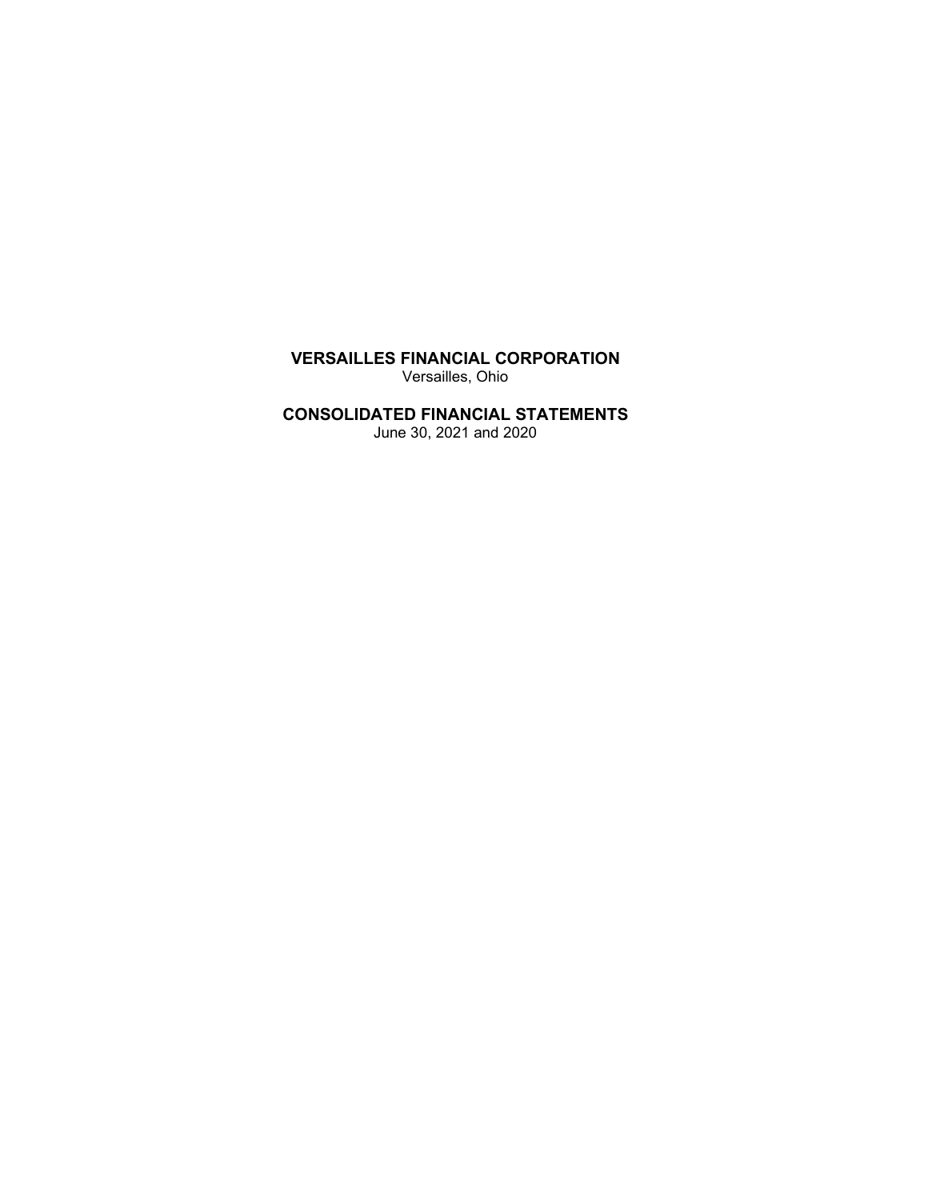# VERSAILLES FINANCIAL CORPORATION

Versailles, Ohio

# CONSOLIDATED FINANCIAL STATEMENTS

June 30, 2021 and 2020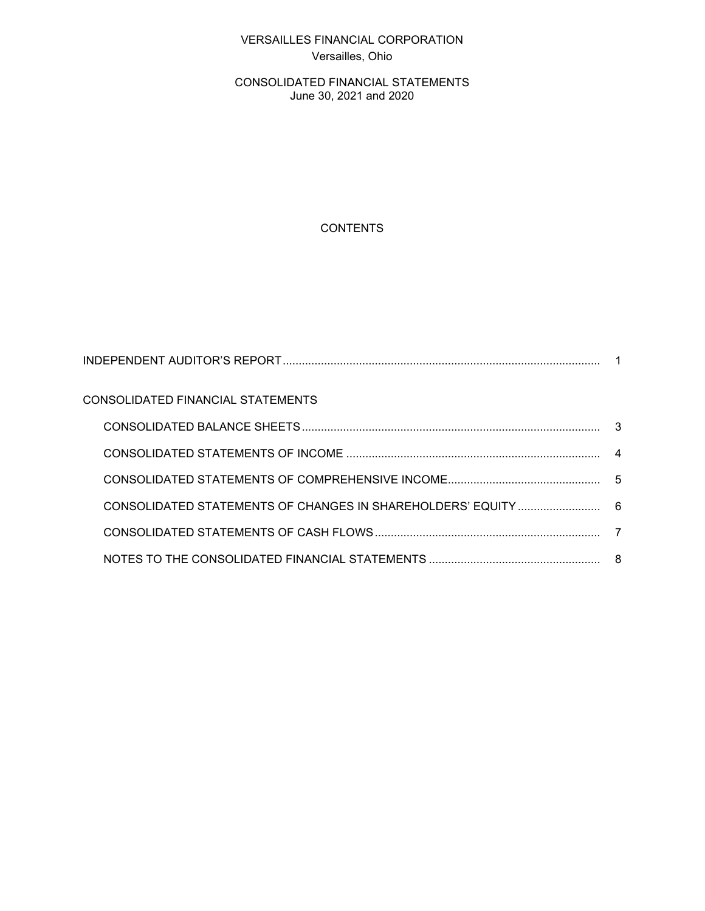VERSAILLES FINANCIAL CORPORATION
Versailles, Ohio

CONSOLIDATED FINANCIAL STATEMENTS
June 30, 2021 and 2020

## CONTENTS

| | |
|---|---|
| INDEPENDENT AUDITOR'S REPORT | 1 |
| CONSOLIDATED FINANCIAL STATEMENTS | |
| CONSOLIDATED BALANCE SHEETS | 3 |
| CONSOLIDATED STATEMENTS OF INCOME | 4 |
| CONSOLIDATED STATEMENTS OF COMPREHENSIVE INCOME | 5 |
| CONSOLIDATED STATEMENTS OF CHANGES IN SHAREHOLDERS' EQUITY | 6 |
| CONSOLIDATED STATEMENTS OF CASH FLOWS | 7 |
| NOTES TO THE CONSOLIDATED FINANCIAL STATEMENTS | 8 |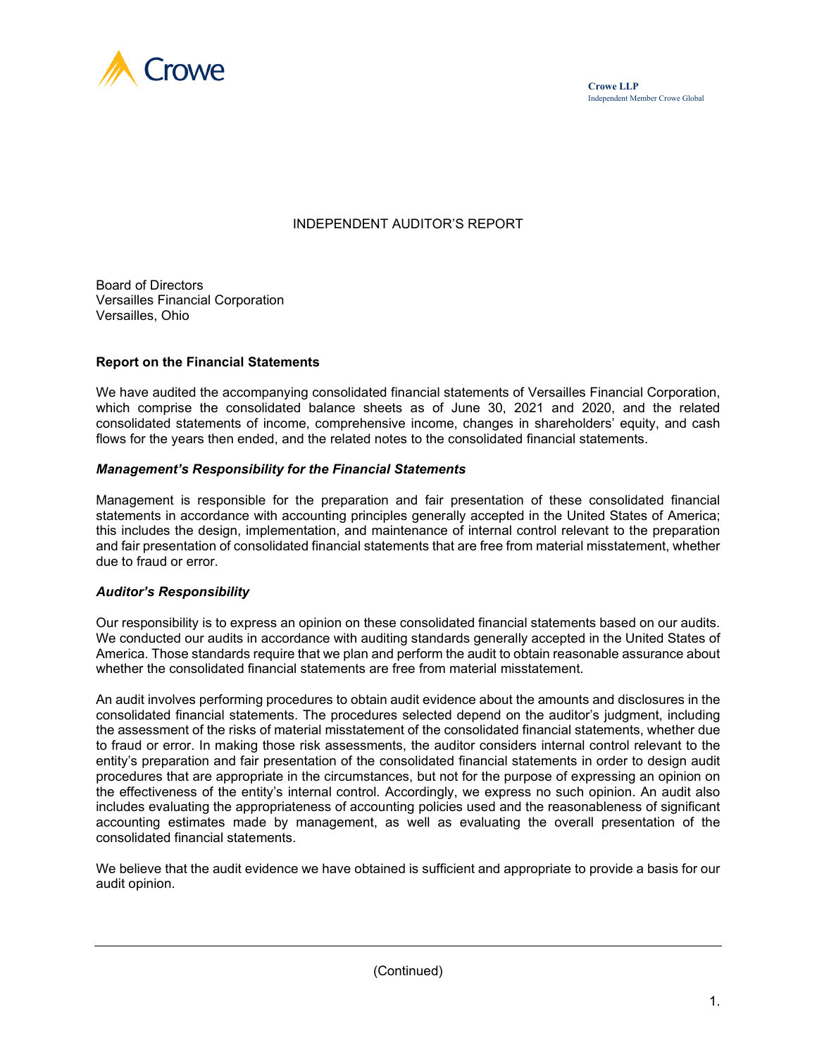Crowe

**Crowe LLP**
Independent Member Crowe Global

# INDEPENDENT AUDITOR'S REPORT

Board of Directors
Versailles Financial Corporation
Versailles, Ohio

## Report on the Financial Statements

We have audited the accompanying consolidated financial statements of Versailles Financial Corporation, which comprise the consolidated balance sheets as of June 30, 2021 and 2020, and the related consolidated statements of income, comprehensive income, changes in shareholders' equity, and cash flows for the years then ended, and the related notes to the consolidated financial statements.

### *Management's Responsibility for the Financial Statements*

Management is responsible for the preparation and fair presentation of these consolidated financial statements in accordance with accounting principles generally accepted in the United States of America; this includes the design, implementation, and maintenance of internal control relevant to the preparation and fair presentation of consolidated financial statements that are free from material misstatement, whether due to fraud or error.

### *Auditor's Responsibility*

Our responsibility is to express an opinion on these consolidated financial statements based on our audits. We conducted our audits in accordance with auditing standards generally accepted in the United States of America. Those standards require that we plan and perform the audit to obtain reasonable assurance about whether the consolidated financial statements are free from material misstatement.

An audit involves performing procedures to obtain audit evidence about the amounts and disclosures in the consolidated financial statements. The procedures selected depend on the auditor's judgment, including the assessment of the risks of material misstatement of the consolidated financial statements, whether due to fraud or error. In making those risk assessments, the auditor considers internal control relevant to the entity's preparation and fair presentation of the consolidated financial statements in order to design audit procedures that are appropriate in the circumstances, but not for the purpose of expressing an opinion on the effectiveness of the entity's internal control. Accordingly, we express no such opinion. An audit also includes evaluating the appropriateness of accounting policies used and the reasonableness of significant accounting estimates made by management, as well as evaluating the overall presentation of the consolidated financial statements.

We believe that the audit evidence we have obtained is sufficient and appropriate to provide a basis for our audit opinion.

(Continued)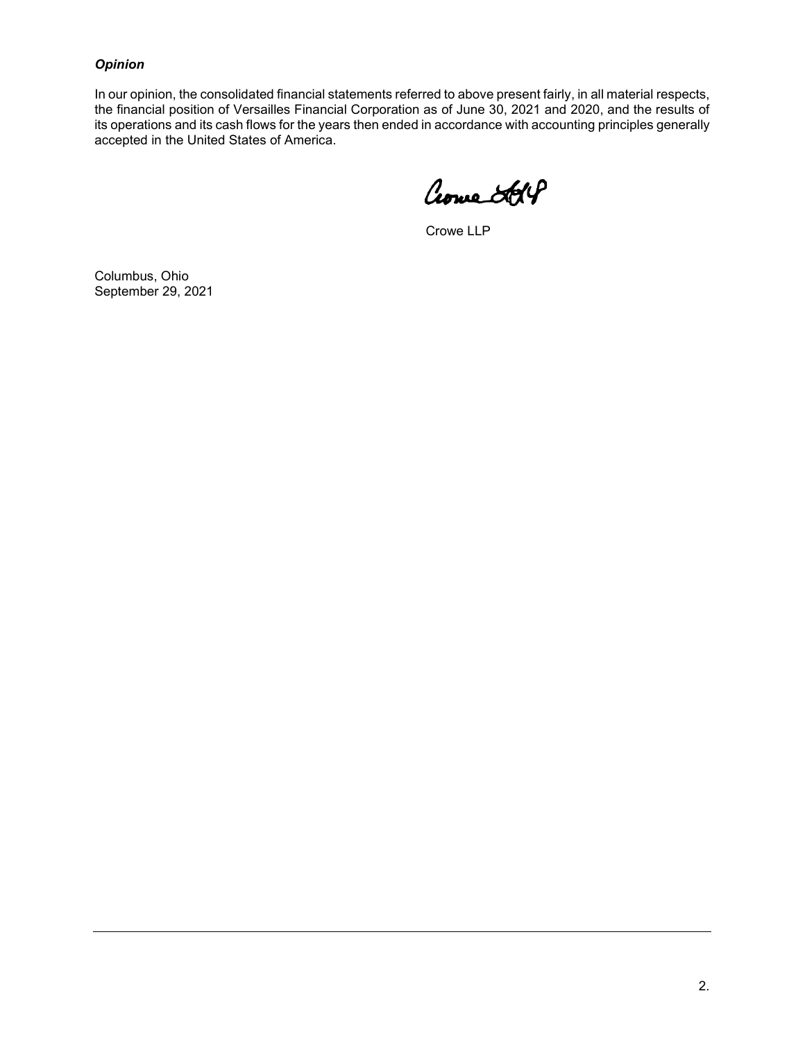***Opinion***

In our opinion, the consolidated financial statements referred to above present fairly, in all material respects, the financial position of Versailles Financial Corporation as of June 30, 2021 and 2020, and the results of its operations and its cash flows for the years then ended in accordance with accounting principles generally accepted in the United States of America.

Crowe LLP

Crowe LLP

Columbus, Ohio
September 29, 2021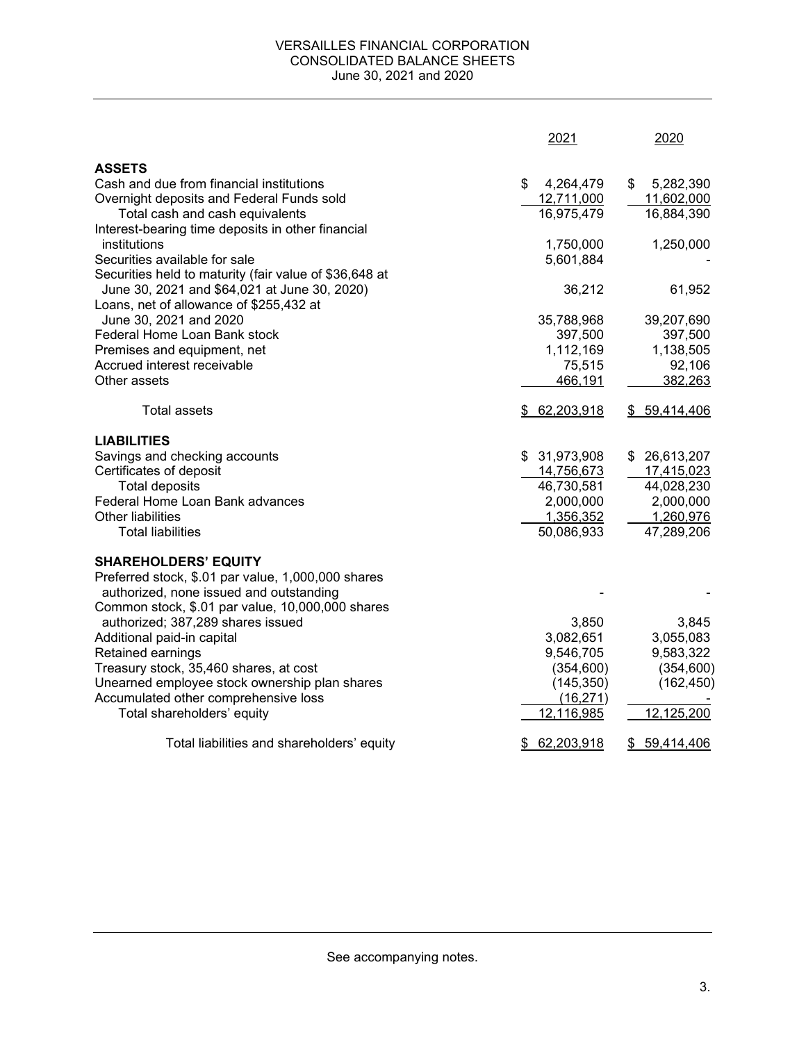# VERSAILLES FINANCIAL CORPORATION
## CONSOLIDATED BALANCE SHEETS
### June 30, 2021 and 2020

| | 2021 | 2020 |
|---|---|---|
| **ASSETS** | | |
| Cash and due from financial institutions | $ 4,264,479 | $ 5,282,390 |
| Overnight deposits and Federal Funds sold | 12,711,000 | 11,602,000 |
| Total cash and cash equivalents | 16,975,479 | 16,884,390 |
| Interest-bearing time deposits in other financial institutions | 1,750,000 | 1,250,000 |
| Securities available for sale | 5,601,884 | - |
| Securities held to maturity (fair value of $36,648 at June 30, 2021 and $64,021 at June 30, 2020) | 36,212 | 61,952 |
| Loans, net of allowance of $255,432 at June 30, 2021 and 2020 | 35,788,968 | 39,207,690 |
| Federal Home Loan Bank stock | 397,500 | 397,500 |
| Premises and equipment, net | 1,112,169 | 1,138,505 |
| Accrued interest receivable | 75,515 | 92,106 |
| Other assets | 466,191 | 382,263 |
| Total assets | $ 62,203,918 | $ 59,414,406 |
| **LIABILITIES** | | |
| Savings and checking accounts | $ 31,973,908 | $ 26,613,207 |
| Certificates of deposit | 14,756,673 | 17,415,023 |
| Total deposits | 46,730,581 | 44,028,230 |
| Federal Home Loan Bank advances | 2,000,000 | 2,000,000 |
| Other liabilities | 1,356,352 | 1,260,976 |
| Total liabilities | 50,086,933 | 47,289,206 |
| **SHAREHOLDERS' EQUITY** | | |
| Preferred stock, $.01 par value, 1,000,000 shares authorized, none issued and outstanding | - | - |
| Common stock, $.01 par value, 10,000,000 shares authorized; 387,289 shares issued | 3,850 | 3,845 |
| Additional paid-in capital | 3,082,651 | 3,055,083 |
| Retained earnings | 9,546,705 | 9,583,322 |
| Treasury stock, 35,460 shares, at cost | (354,600) | (354,600) |
| Unearned employee stock ownership plan shares | (145,350) | (162,450) |
| Accumulated other comprehensive loss | (16,271) | - |
| Total shareholders' equity | 12,116,985 | 12,125,200 |
| Total liabilities and shareholders' equity | $ 62,203,918 | $ 59,414,406 |

See accompanying notes.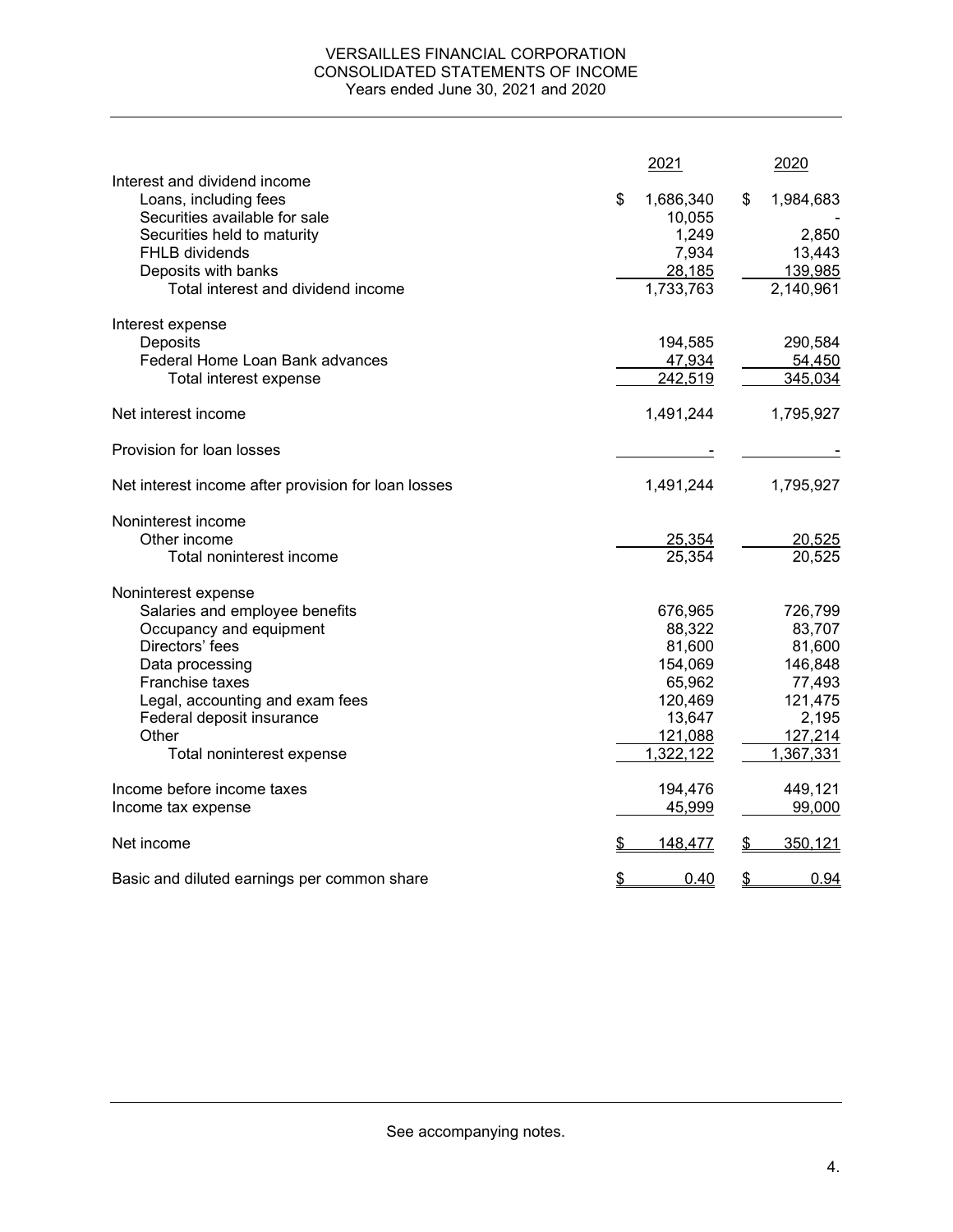# VERSAILLES FINANCIAL CORPORATION
## CONSOLIDATED STATEMENTS OF INCOME
### Years ended June 30, 2021 and 2020

| | 2021 | 2020 |
|---|---|---|
| **Interest and dividend income** | | |
| Loans, including fees | $ 1,686,340 | $ 1,984,683 |
| Securities available for sale | 10,055 | - |
| Securities held to maturity | 1,249 | 2,850 |
| FHLB dividends | 7,934 | 13,443 |
| Deposits with banks | 28,185 | 139,985 |
| Total interest and dividend income | 1,733,763 | 2,140,961 |
| **Interest expense** | | |
| Deposits | 194,585 | 290,584 |
| Federal Home Loan Bank advances | 47,934 | 54,450 |
| Total interest expense | 242,519 | 345,034 |
| Net interest income | 1,491,244 | 1,795,927 |
| Provision for loan losses | - | - |
| Net interest income after provision for loan losses | 1,491,244 | 1,795,927 |
| **Noninterest income** | | |
| Other income | 25,354 | 20,525 |
| Total noninterest income | 25,354 | 20,525 |
| **Noninterest expense** | | |
| Salaries and employee benefits | 676,965 | 726,799 |
| Occupancy and equipment | 88,322 | 83,707 |
| Directors' fees | 81,600 | 81,600 |
| Data processing | 154,069 | 146,848 |
| Franchise taxes | 65,962 | 77,493 |
| Legal, accounting and exam fees | 120,469 | 121,475 |
| Federal deposit insurance | 13,647 | 2,195 |
| Other | 121,088 | 127,214 |
| Total noninterest expense | 1,322,122 | 1,367,331 |
| Income before income taxes | 194,476 | 449,121 |
| Income tax expense | 45,999 | 99,000 |
| Net income | $ 148,477 | $ 350,121 |
| Basic and diluted earnings per common share | $ 0.40 | $ 0.94 |

See accompanying notes.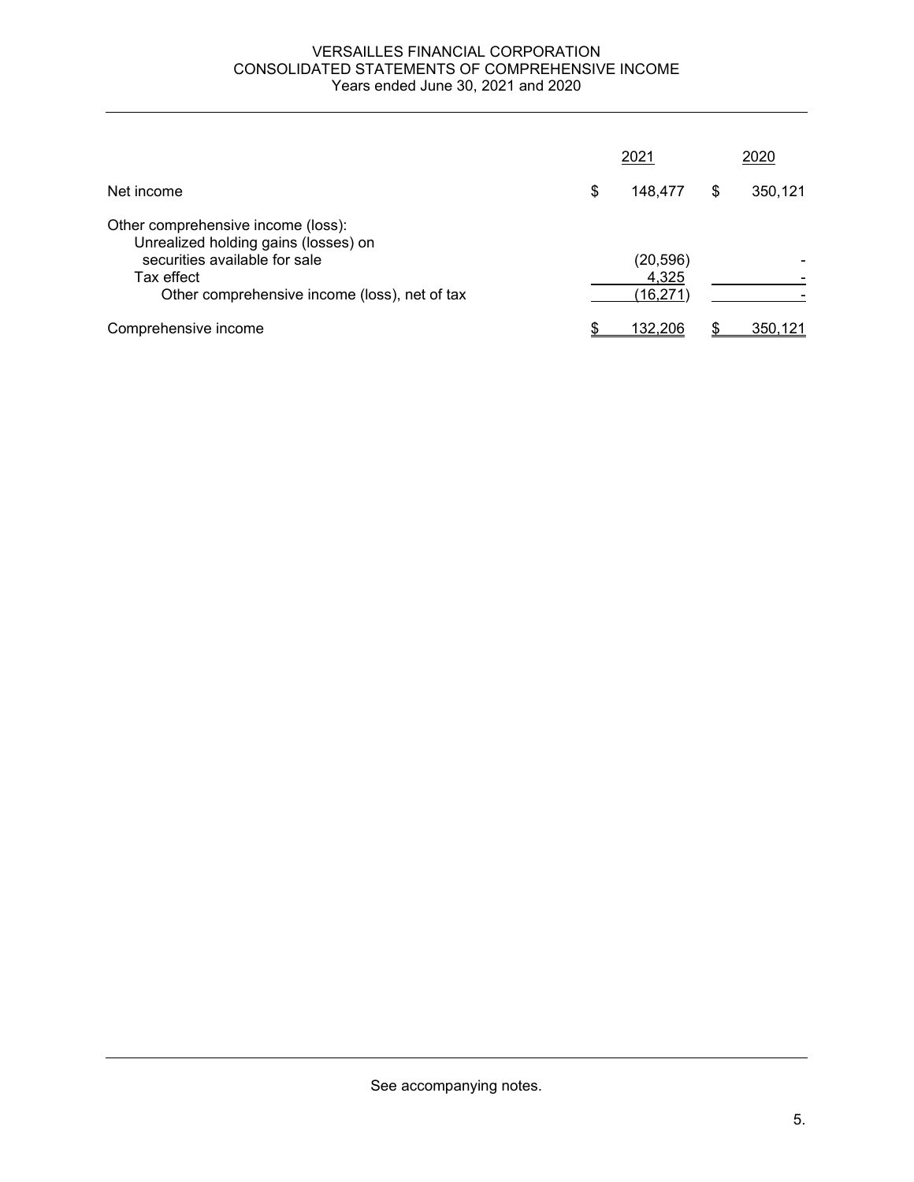# VERSAILLES FINANCIAL CORPORATION
## CONSOLIDATED STATEMENTS OF COMPREHENSIVE INCOME
### Years ended June 30, 2021 and 2020

| | 2021 | 2020 |
|---|---|---|
| Net income | $ 148,477 | $ 350,121 |
| Other comprehensive income (loss): | | |
| Unrealized holding gains (losses) on securities available for sale | (20,596) | - |
| Tax effect | 4,325 | - |
| Other comprehensive income (loss), net of tax | (16,271) | - |
| Comprehensive income | $ 132,206 | $ 350,121 |

See accompanying notes.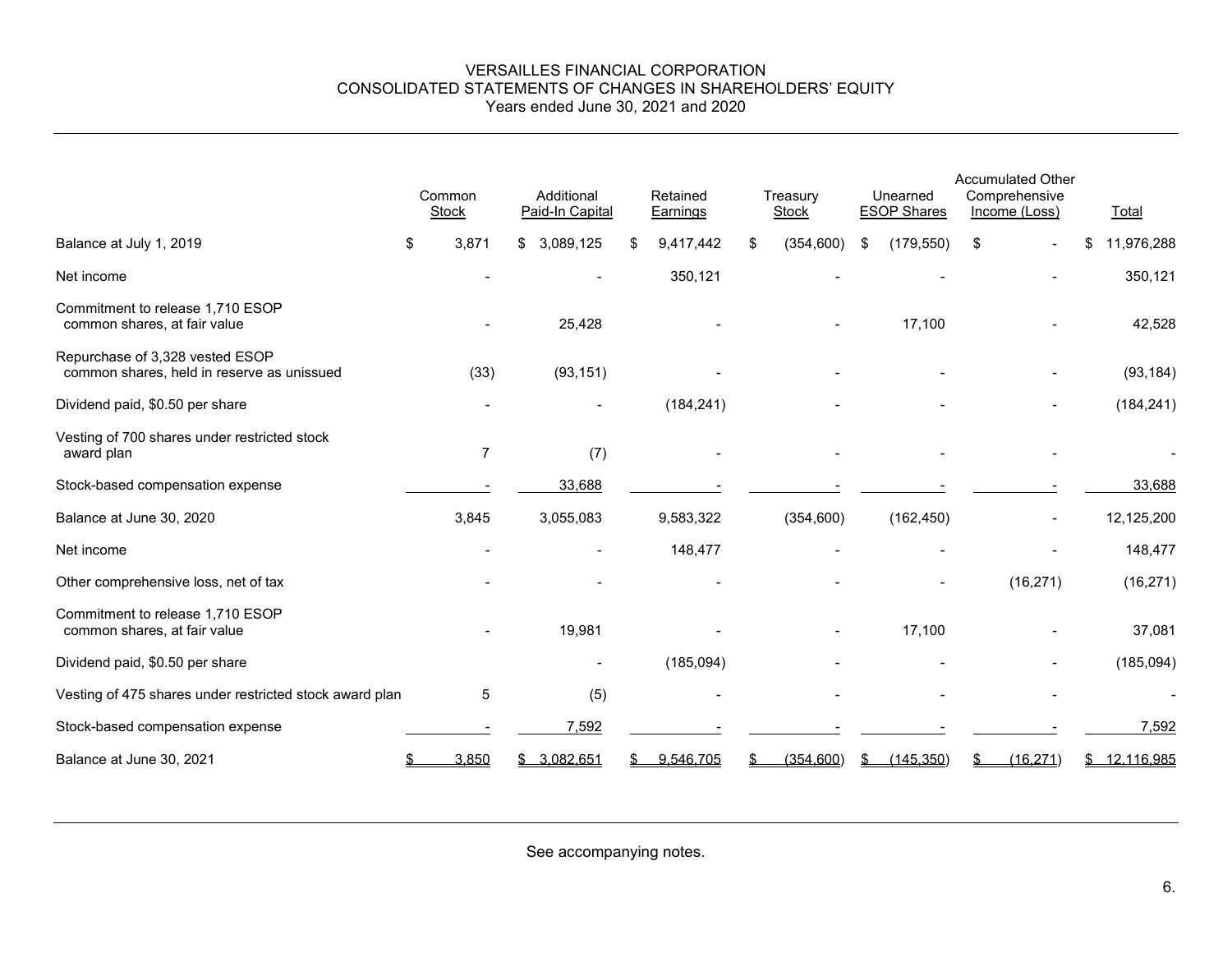# VERSAILLES FINANCIAL CORPORATION
## CONSOLIDATED STATEMENTS OF CHANGES IN SHAREHOLDERS' EQUITY
### Years ended June 30, 2021 and 2020

| | Common Stock | Additional Paid-In Capital | Retained Earnings | Treasury Stock | Unearned ESOP Shares | Accumulated Other Comprehensive Income (Loss) | Total |
|---|---|---|---|---|---|---|---|
| Balance at July 1, 2019 | $ 3,871 | $ 3,089,125 | $ 9,417,442 | $ (354,600) | $ (179,550) | $ - | $ 11,976,288 |
| Net income | - | - | 350,121 | - | - | - | 350,121 |
| Commitment to release 1,710 ESOP common shares, at fair value | - | 25,428 | - | - | 17,100 | - | 42,528 |
| Repurchase of 3,328 vested ESOP common shares, held in reserve as unissued | (33) | (93,151) | - | - | - | - | (93,184) |
| Dividend paid, $0.50 per share | - | - | (184,241) | - | - | - | (184,241) |
| Vesting of 700 shares under restricted stock award plan | 7 | (7) | - | - | - | - | - |
| Stock-based compensation expense | - | 33,688 | - | - | - | - | 33,688 |
| Balance at June 30, 2020 | 3,845 | 3,055,083 | 9,583,322 | (354,600) | (162,450) | - | 12,125,200 |
| Net income | - | - | 148,477 | - | - | - | 148,477 |
| Other comprehensive loss, net of tax | - | - | - | - | - | (16,271) | (16,271) |
| Commitment to release 1,710 ESOP common shares, at fair value | - | 19,981 | - | - | 17,100 | - | 37,081 |
| Dividend paid, $0.50 per share | | - | (185,094) | - | - | - | (185,094) |
| Vesting of 475 shares under restricted stock award plan | 5 | (5) | - | - | - | - | - |
| Stock-based compensation expense | - | 7,592 | - | - | - | - | 7,592 |
| Balance at June 30, 2021 | $ 3,850 | $ 3,082,651 | $ 9,546,705 | $ (354,600) | $ (145,350) | $ (16,271) | $ 12,116,985 |

See accompanying notes.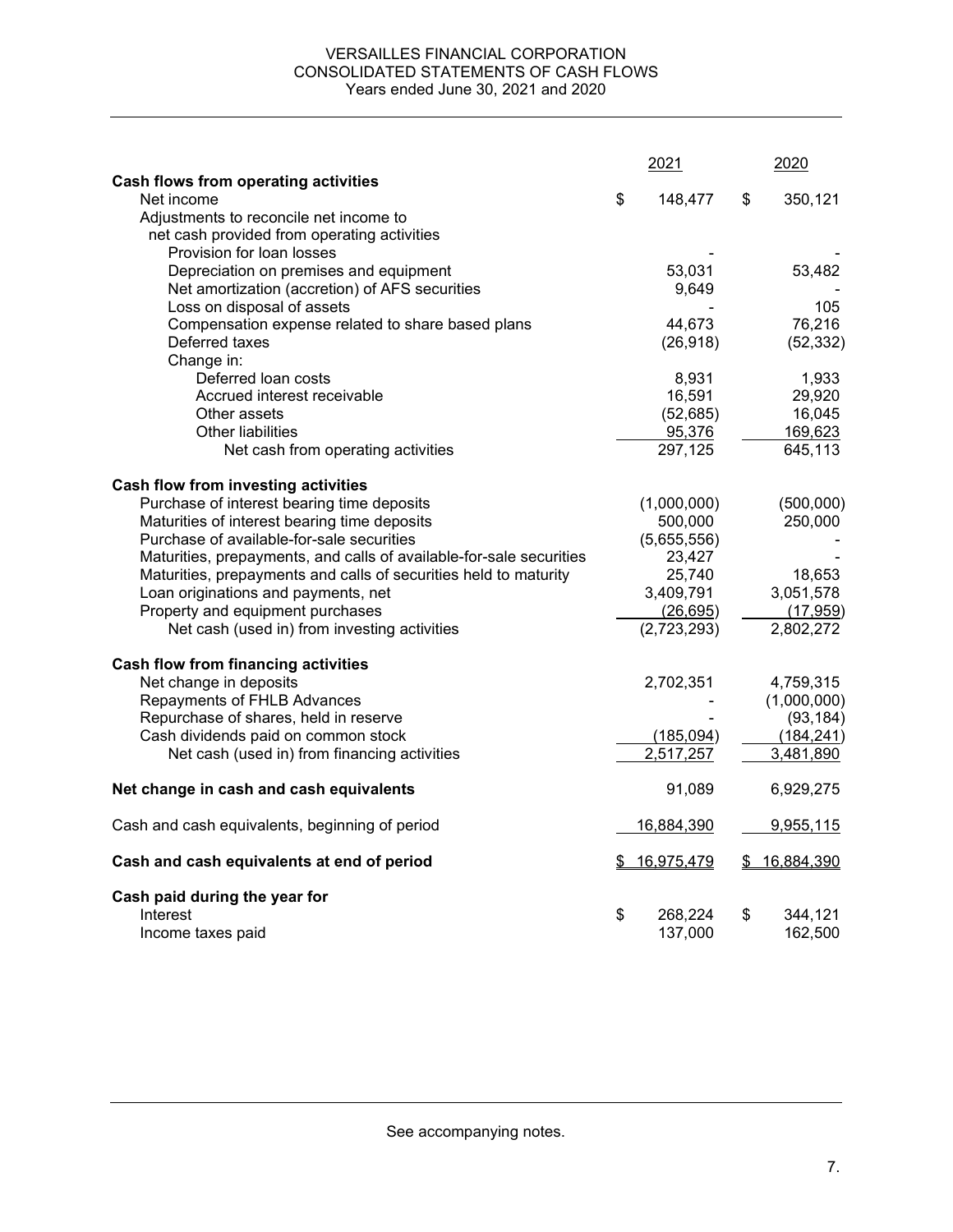# VERSAILLES FINANCIAL CORPORATION
## CONSOLIDATED STATEMENTS OF CASH FLOWS
Years ended June 30, 2021 and 2020

| | 2021 | 2020 |
|---|---|---|
| **Cash flows from operating activities** | | |
| Net income | $ 148,477 | $ 350,121 |
| Adjustments to reconcile net income to net cash provided from operating activities | | |
| Provision for loan losses | - | - |
| Depreciation on premises and equipment | 53,031 | 53,482 |
| Net amortization (accretion) of AFS securities | 9,649 | - |
| Loss on disposal of assets | - | 105 |
| Compensation expense related to share based plans | 44,673 | 76,216 |
| Deferred taxes | (26,918) | (52,332) |
| Change in: | | |
| Deferred loan costs | 8,931 | 1,933 |
| Accrued interest receivable | 16,591 | 29,920 |
| Other assets | (52,685) | 16,045 |
| Other liabilities | 95,376 | 169,623 |
| Net cash from operating activities | 297,125 | 645,113 |
| **Cash flow from investing activities** | | |
| Purchase of interest bearing time deposits | (1,000,000) | (500,000) |
| Maturities of interest bearing time deposits | 500,000 | 250,000 |
| Purchase of available-for-sale securities | (5,655,556) | - |
| Maturities, prepayments, and calls of available-for-sale securities | 23,427 | - |
| Maturities, prepayments and calls of securities held to maturity | 25,740 | 18,653 |
| Loan originations and payments, net | 3,409,791 | 3,051,578 |
| Property and equipment purchases | (26,695) | (17,959) |
| Net cash (used in) from investing activities | (2,723,293) | 2,802,272 |
| **Cash flow from financing activities** | | |
| Net change in deposits | 2,702,351 | 4,759,315 |
| Repayments of FHLB Advances | - | (1,000,000) |
| Repurchase of shares, held in reserve | - | (93,184) |
| Cash dividends paid on common stock | (185,094) | (184,241) |
| Net cash (used in) from financing activities | 2,517,257 | 3,481,890 |
| **Net change in cash and cash equivalents** | 91,089 | 6,929,275 |
| Cash and cash equivalents, beginning of period | 16,884,390 | 9,955,115 |
| **Cash and cash equivalents at end of period** | $ 16,975,479 | $ 16,884,390 |
| **Cash paid during the year for** | | |
| Interest | $ 268,224 | $ 344,121 |
| Income taxes paid | 137,000 | 162,500 |

See accompanying notes.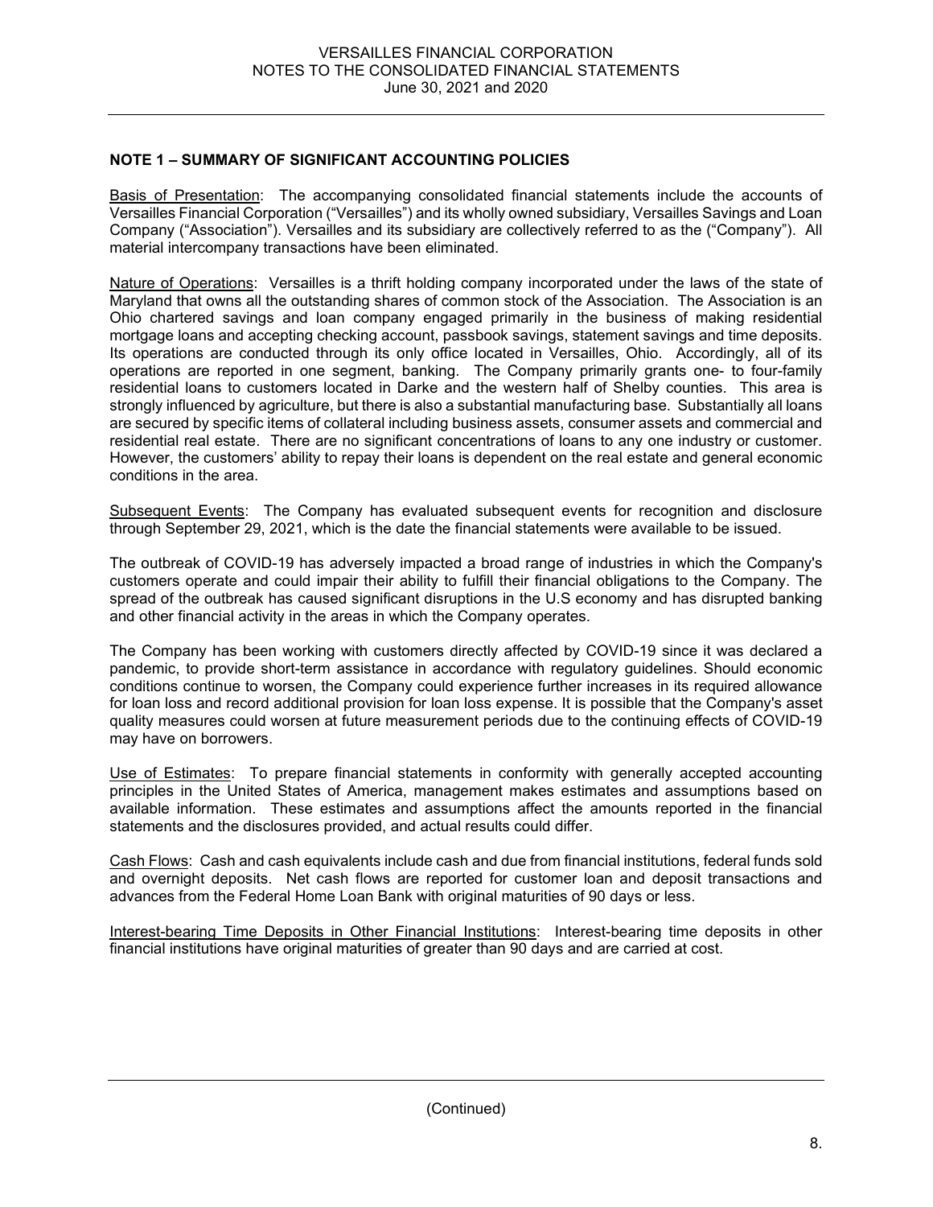## NOTE 1 – SUMMARY OF SIGNIFICANT ACCOUNTING POLICIES

Basis of Presentation: The accompanying consolidated financial statements include the accounts of Versailles Financial Corporation ("Versailles") and its wholly owned subsidiary, Versailles Savings and Loan Company ("Association"). Versailles and its subsidiary are collectively referred to as the ("Company"). All material intercompany transactions have been eliminated.

Nature of Operations: Versailles is a thrift holding company incorporated under the laws of the state of Maryland that owns all the outstanding shares of common stock of the Association. The Association is an Ohio chartered savings and loan company engaged primarily in the business of making residential mortgage loans and accepting checking account, passbook savings, statement savings and time deposits. Its operations are conducted through its only office located in Versailles, Ohio. Accordingly, all of its operations are reported in one segment, banking. The Company primarily grants one- to four-family residential loans to customers located in Darke and the western half of Shelby counties. This area is strongly influenced by agriculture, but there is also a substantial manufacturing base. Substantially all loans are secured by specific items of collateral including business assets, consumer assets and commercial and residential real estate. There are no significant concentrations of loans to any one industry or customer. However, the customers' ability to repay their loans is dependent on the real estate and general economic conditions in the area.

Subsequent Events: The Company has evaluated subsequent events for recognition and disclosure through September 29, 2021, which is the date the financial statements were available to be issued.

The outbreak of COVID-19 has adversely impacted a broad range of industries in which the Company's customers operate and could impair their ability to fulfill their financial obligations to the Company. The spread of the outbreak has caused significant disruptions in the U.S economy and has disrupted banking and other financial activity in the areas in which the Company operates.

The Company has been working with customers directly affected by COVID-19 since it was declared a pandemic, to provide short-term assistance in accordance with regulatory guidelines. Should economic conditions continue to worsen, the Company could experience further increases in its required allowance for loan loss and record additional provision for loan loss expense. It is possible that the Company's asset quality measures could worsen at future measurement periods due to the continuing effects of COVID-19 may have on borrowers.

Use of Estimates: To prepare financial statements in conformity with generally accepted accounting principles in the United States of America, management makes estimates and assumptions based on available information. These estimates and assumptions affect the amounts reported in the financial statements and the disclosures provided, and actual results could differ.

Cash Flows: Cash and cash equivalents include cash and due from financial institutions, federal funds sold and overnight deposits. Net cash flows are reported for customer loan and deposit transactions and advances from the Federal Home Loan Bank with original maturities of 90 days or less.

Interest-bearing Time Deposits in Other Financial Institutions: Interest-bearing time deposits in other financial institutions have original maturities of greater than 90 days and are carried at cost.

(Continued)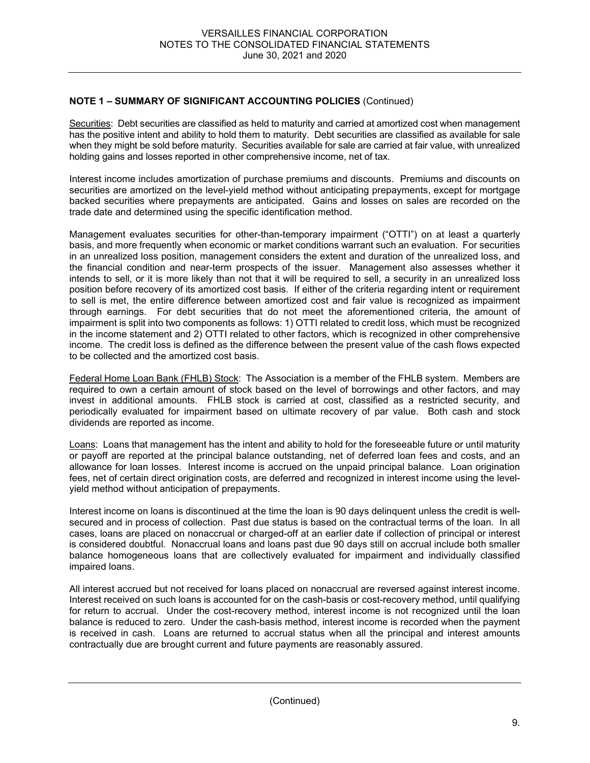**NOTE 1 – SUMMARY OF SIGNIFICANT ACCOUNTING POLICIES** (Continued)

Securities: Debt securities are classified as held to maturity and carried at amortized cost when management has the positive intent and ability to hold them to maturity. Debt securities are classified as available for sale when they might be sold before maturity. Securities available for sale are carried at fair value, with unrealized holding gains and losses reported in other comprehensive income, net of tax.

Interest income includes amortization of purchase premiums and discounts. Premiums and discounts on securities are amortized on the level-yield method without anticipating prepayments, except for mortgage backed securities where prepayments are anticipated. Gains and losses on sales are recorded on the trade date and determined using the specific identification method.

Management evaluates securities for other-than-temporary impairment ("OTTI") on at least a quarterly basis, and more frequently when economic or market conditions warrant such an evaluation. For securities in an unrealized loss position, management considers the extent and duration of the unrealized loss, and the financial condition and near-term prospects of the issuer. Management also assesses whether it intends to sell, or it is more likely than not that it will be required to sell, a security in an unrealized loss position before recovery of its amortized cost basis. If either of the criteria regarding intent or requirement to sell is met, the entire difference between amortized cost and fair value is recognized as impairment through earnings. For debt securities that do not meet the aforementioned criteria, the amount of impairment is split into two components as follows: 1) OTTI related to credit loss, which must be recognized in the income statement and 2) OTTI related to other factors, which is recognized in other comprehensive income. The credit loss is defined as the difference between the present value of the cash flows expected to be collected and the amortized cost basis.

Federal Home Loan Bank (FHLB) Stock: The Association is a member of the FHLB system. Members are required to own a certain amount of stock based on the level of borrowings and other factors, and may invest in additional amounts. FHLB stock is carried at cost, classified as a restricted security, and periodically evaluated for impairment based on ultimate recovery of par value. Both cash and stock dividends are reported as income.

Loans: Loans that management has the intent and ability to hold for the foreseeable future or until maturity or payoff are reported at the principal balance outstanding, net of deferred loan fees and costs, and an allowance for loan losses. Interest income is accrued on the unpaid principal balance. Loan origination fees, net of certain direct origination costs, are deferred and recognized in interest income using the level-yield method without anticipation of prepayments.

Interest income on loans is discontinued at the time the loan is 90 days delinquent unless the credit is well-secured and in process of collection. Past due status is based on the contractual terms of the loan. In all cases, loans are placed on nonaccrual or charged-off at an earlier date if collection of principal or interest is considered doubtful. Nonaccrual loans and loans past due 90 days still on accrual include both smaller balance homogeneous loans that are collectively evaluated for impairment and individually classified impaired loans.

All interest accrued but not received for loans placed on nonaccrual are reversed against interest income. Interest received on such loans is accounted for on the cash-basis or cost-recovery method, until qualifying for return to accrual. Under the cost-recovery method, interest income is not recognized until the loan balance is reduced to zero. Under the cash-basis method, interest income is recorded when the payment is received in cash. Loans are returned to accrual status when all the principal and interest amounts contractually due are brought current and future payments are reasonably assured.

(Continued)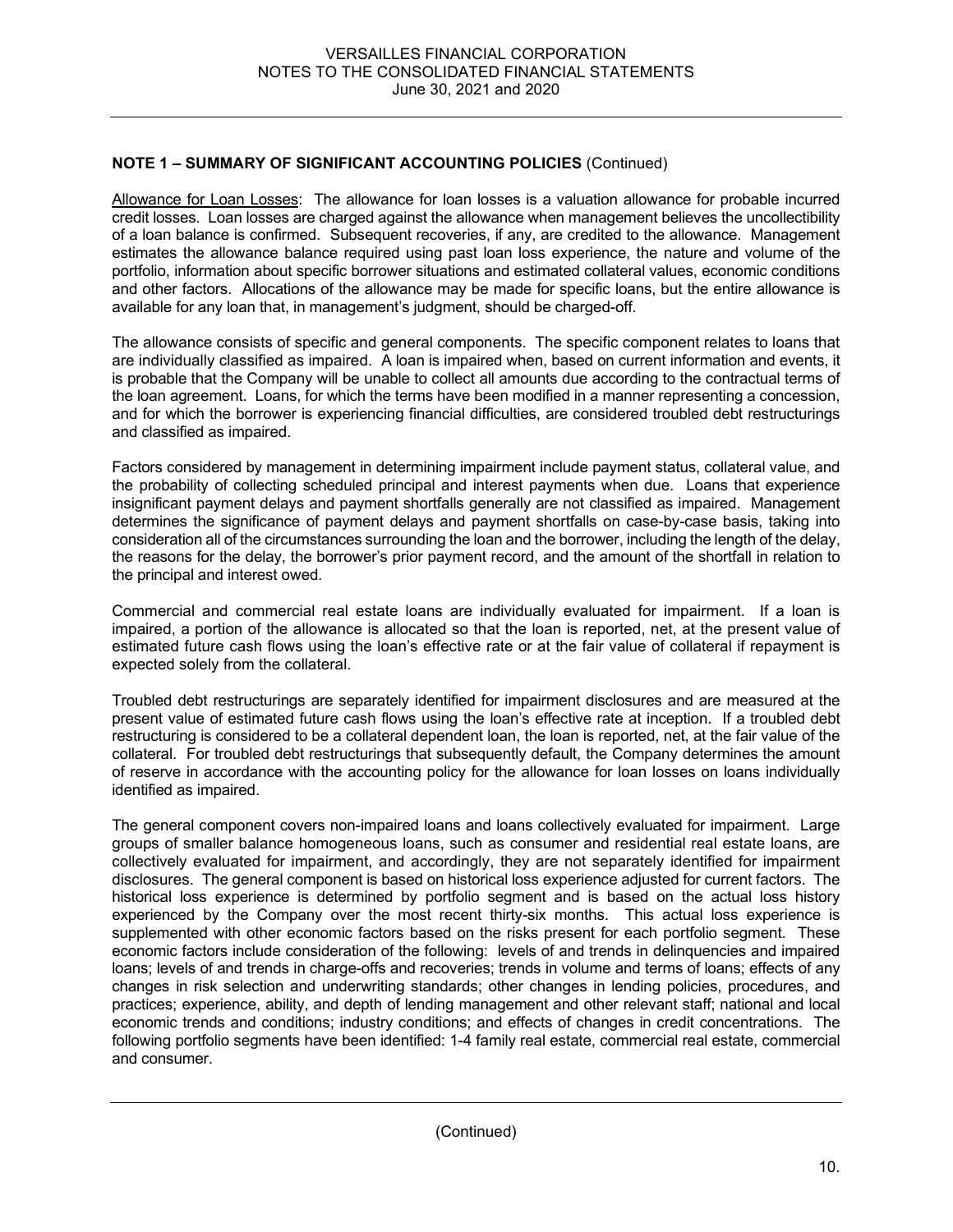**NOTE 1 – SUMMARY OF SIGNIFICANT ACCOUNTING POLICIES** (Continued)

Allowance for Loan Losses: The allowance for loan losses is a valuation allowance for probable incurred credit losses. Loan losses are charged against the allowance when management believes the uncollectibility of a loan balance is confirmed. Subsequent recoveries, if any, are credited to the allowance. Management estimates the allowance balance required using past loan loss experience, the nature and volume of the portfolio, information about specific borrower situations and estimated collateral values, economic conditions and other factors. Allocations of the allowance may be made for specific loans, but the entire allowance is available for any loan that, in management's judgment, should be charged-off.

The allowance consists of specific and general components. The specific component relates to loans that are individually classified as impaired. A loan is impaired when, based on current information and events, it is probable that the Company will be unable to collect all amounts due according to the contractual terms of the loan agreement. Loans, for which the terms have been modified in a manner representing a concession, and for which the borrower is experiencing financial difficulties, are considered troubled debt restructurings and classified as impaired.

Factors considered by management in determining impairment include payment status, collateral value, and the probability of collecting scheduled principal and interest payments when due. Loans that experience insignificant payment delays and payment shortfalls generally are not classified as impaired. Management determines the significance of payment delays and payment shortfalls on case-by-case basis, taking into consideration all of the circumstances surrounding the loan and the borrower, including the length of the delay, the reasons for the delay, the borrower's prior payment record, and the amount of the shortfall in relation to the principal and interest owed.

Commercial and commercial real estate loans are individually evaluated for impairment. If a loan is impaired, a portion of the allowance is allocated so that the loan is reported, net, at the present value of estimated future cash flows using the loan's effective rate or at the fair value of collateral if repayment is expected solely from the collateral.

Troubled debt restructurings are separately identified for impairment disclosures and are measured at the present value of estimated future cash flows using the loan's effective rate at inception. If a troubled debt restructuring is considered to be a collateral dependent loan, the loan is reported, net, at the fair value of the collateral. For troubled debt restructurings that subsequently default, the Company determines the amount of reserve in accordance with the accounting policy for the allowance for loan losses on loans individually identified as impaired.

The general component covers non-impaired loans and loans collectively evaluated for impairment. Large groups of smaller balance homogeneous loans, such as consumer and residential real estate loans, are collectively evaluated for impairment, and accordingly, they are not separately identified for impairment disclosures. The general component is based on historical loss experience adjusted for current factors. The historical loss experience is determined by portfolio segment and is based on the actual loss history experienced by the Company over the most recent thirty-six months. This actual loss experience is supplemented with other economic factors based on the risks present for each portfolio segment. These economic factors include consideration of the following: levels of and trends in delinquencies and impaired loans; levels of and trends in charge-offs and recoveries; trends in volume and terms of loans; effects of any changes in risk selection and underwriting standards; other changes in lending policies, procedures, and practices; experience, ability, and depth of lending management and other relevant staff; national and local economic trends and conditions; industry conditions; and effects of changes in credit concentrations. The following portfolio segments have been identified: 1-4 family real estate, commercial real estate, commercial and consumer.

(Continued)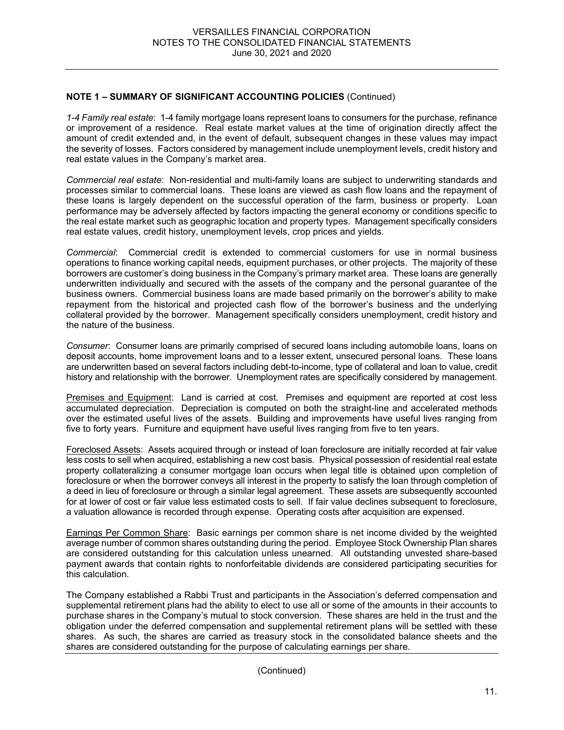**NOTE 1 – SUMMARY OF SIGNIFICANT ACCOUNTING POLICIES** (Continued)

*1-4 Family real estate*: 1-4 family mortgage loans represent loans to consumers for the purchase, refinance or improvement of a residence. Real estate market values at the time of origination directly affect the amount of credit extended and, in the event of default, subsequent changes in these values may impact the severity of losses. Factors considered by management include unemployment levels, credit history and real estate values in the Company's market area.

*Commercial real estate*: Non-residential and multi-family loans are subject to underwriting standards and processes similar to commercial loans. These loans are viewed as cash flow loans and the repayment of these loans is largely dependent on the successful operation of the farm, business or property. Loan performance may be adversely affected by factors impacting the general economy or conditions specific to the real estate market such as geographic location and property types. Management specifically considers real estate values, credit history, unemployment levels, crop prices and yields.

*Commercial*: Commercial credit is extended to commercial customers for use in normal business operations to finance working capital needs, equipment purchases, or other projects. The majority of these borrowers are customer's doing business in the Company's primary market area. These loans are generally underwritten individually and secured with the assets of the company and the personal guarantee of the business owners. Commercial business loans are made based primarily on the borrower's ability to make repayment from the historical and projected cash flow of the borrower's business and the underlying collateral provided by the borrower. Management specifically considers unemployment, credit history and the nature of the business.

*Consumer*: Consumer loans are primarily comprised of secured loans including automobile loans, loans on deposit accounts, home improvement loans and to a lesser extent, unsecured personal loans. These loans are underwritten based on several factors including debt-to-income, type of collateral and loan to value, credit history and relationship with the borrower. Unemployment rates are specifically considered by management.

Premises and Equipment: Land is carried at cost. Premises and equipment are reported at cost less accumulated depreciation. Depreciation is computed on both the straight-line and accelerated methods over the estimated useful lives of the assets. Building and improvements have useful lives ranging from five to forty years. Furniture and equipment have useful lives ranging from five to ten years.

Foreclosed Assets: Assets acquired through or instead of loan foreclosure are initially recorded at fair value less costs to sell when acquired, establishing a new cost basis. Physical possession of residential real estate property collateralizing a consumer mortgage loan occurs when legal title is obtained upon completion of foreclosure or when the borrower conveys all interest in the property to satisfy the loan through completion of a deed in lieu of foreclosure or through a similar legal agreement. These assets are subsequently accounted for at lower of cost or fair value less estimated costs to sell. If fair value declines subsequent to foreclosure, a valuation allowance is recorded through expense. Operating costs after acquisition are expensed.

Earnings Per Common Share: Basic earnings per common share is net income divided by the weighted average number of common shares outstanding during the period. Employee Stock Ownership Plan shares are considered outstanding for this calculation unless unearned. All outstanding unvested share-based payment awards that contain rights to nonforfeitable dividends are considered participating securities for this calculation.

The Company established a Rabbi Trust and participants in the Association's deferred compensation and supplemental retirement plans had the ability to elect to use all or some of the amounts in their accounts to purchase shares in the Company's mutual to stock conversion. These shares are held in the trust and the obligation under the deferred compensation and supplemental retirement plans will be settled with these shares. As such, the shares are carried as treasury stock in the consolidated balance sheets and the shares are considered outstanding for the purpose of calculating earnings per share.

(Continued)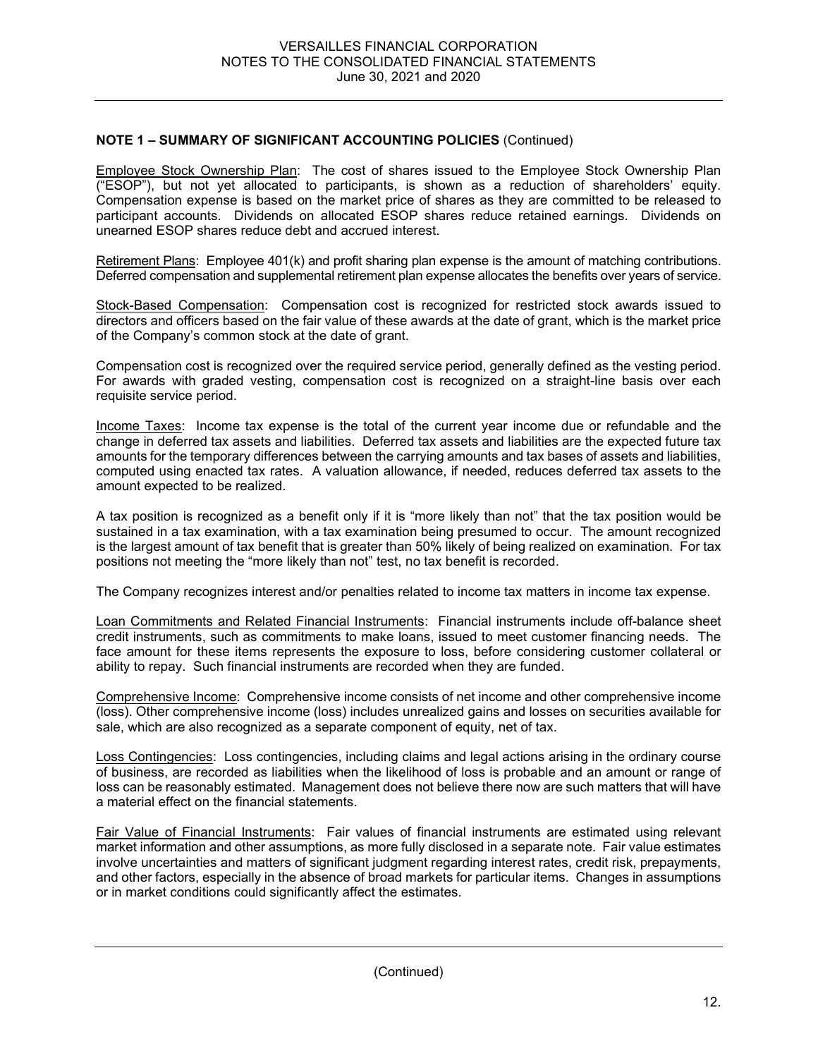**NOTE 1 – SUMMARY OF SIGNIFICANT ACCOUNTING POLICIES** (Continued)

Employee Stock Ownership Plan: The cost of shares issued to the Employee Stock Ownership Plan ("ESOP"), but not yet allocated to participants, is shown as a reduction of shareholders' equity. Compensation expense is based on the market price of shares as they are committed to be released to participant accounts. Dividends on allocated ESOP shares reduce retained earnings. Dividends on unearned ESOP shares reduce debt and accrued interest.

Retirement Plans: Employee 401(k) and profit sharing plan expense is the amount of matching contributions. Deferred compensation and supplemental retirement plan expense allocates the benefits over years of service.

Stock-Based Compensation: Compensation cost is recognized for restricted stock awards issued to directors and officers based on the fair value of these awards at the date of grant, which is the market price of the Company's common stock at the date of grant.

Compensation cost is recognized over the required service period, generally defined as the vesting period. For awards with graded vesting, compensation cost is recognized on a straight-line basis over each requisite service period.

Income Taxes: Income tax expense is the total of the current year income due or refundable and the change in deferred tax assets and liabilities. Deferred tax assets and liabilities are the expected future tax amounts for the temporary differences between the carrying amounts and tax bases of assets and liabilities, computed using enacted tax rates. A valuation allowance, if needed, reduces deferred tax assets to the amount expected to be realized.

A tax position is recognized as a benefit only if it is "more likely than not" that the tax position would be sustained in a tax examination, with a tax examination being presumed to occur. The amount recognized is the largest amount of tax benefit that is greater than 50% likely of being realized on examination. For tax positions not meeting the "more likely than not" test, no tax benefit is recorded.

The Company recognizes interest and/or penalties related to income tax matters in income tax expense.

Loan Commitments and Related Financial Instruments: Financial instruments include off-balance sheet credit instruments, such as commitments to make loans, issued to meet customer financing needs. The face amount for these items represents the exposure to loss, before considering customer collateral or ability to repay. Such financial instruments are recorded when they are funded.

Comprehensive Income: Comprehensive income consists of net income and other comprehensive income (loss). Other comprehensive income (loss) includes unrealized gains and losses on securities available for sale, which are also recognized as a separate component of equity, net of tax.

Loss Contingencies: Loss contingencies, including claims and legal actions arising in the ordinary course of business, are recorded as liabilities when the likelihood of loss is probable and an amount or range of loss can be reasonably estimated. Management does not believe there now are such matters that will have a material effect on the financial statements.

Fair Value of Financial Instruments: Fair values of financial instruments are estimated using relevant market information and other assumptions, as more fully disclosed in a separate note. Fair value estimates involve uncertainties and matters of significant judgment regarding interest rates, credit risk, prepayments, and other factors, especially in the absence of broad markets for particular items. Changes in assumptions or in market conditions could significantly affect the estimates.

(Continued)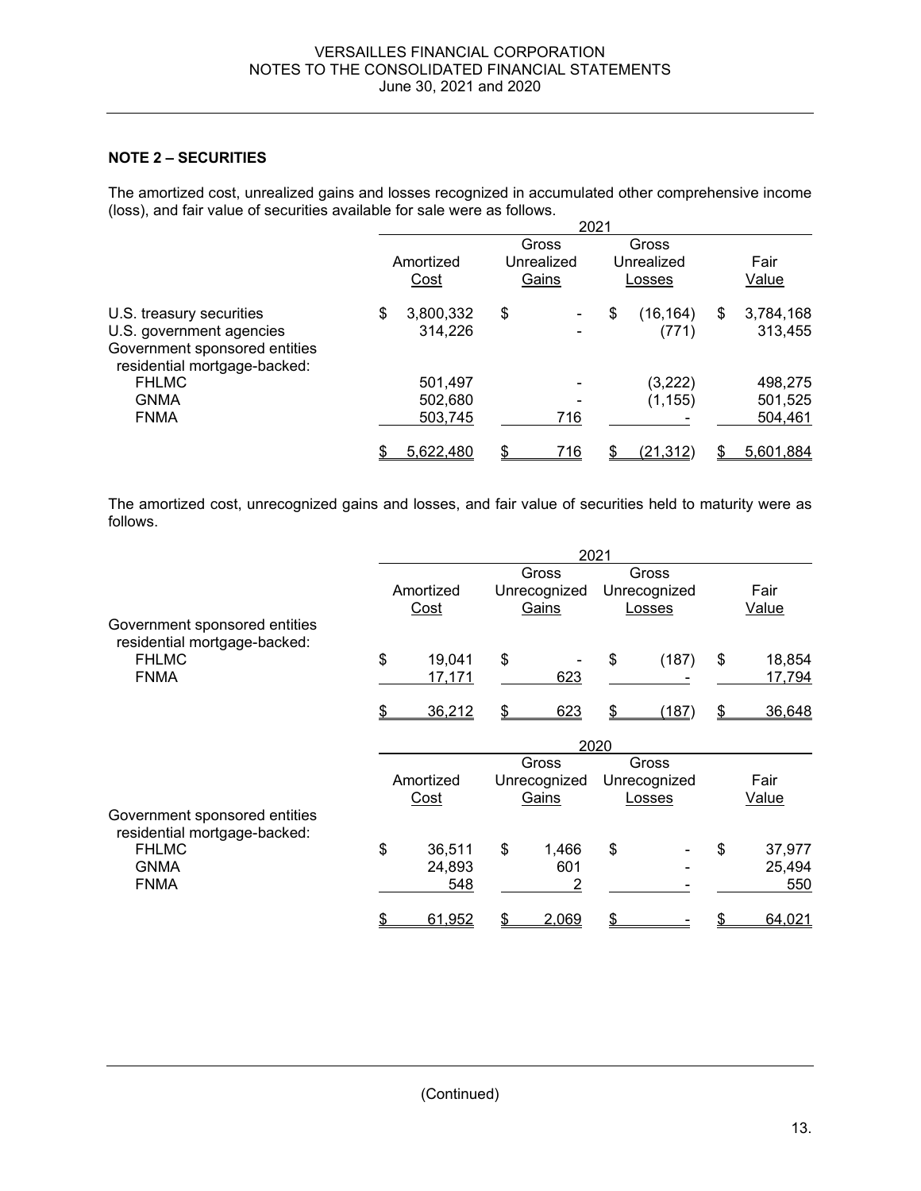## NOTE 2 – SECURITIES

The amortized cost, unrealized gains and losses recognized in accumulated other comprehensive income (loss), and fair value of securities available for sale were as follows.

| | 2021 | | | |
|---|---|---|---|---|
| | Amortized Cost | Gross Unrealized Gains | Gross Unrealized Losses | Fair Value |
| U.S. treasury securities | $ 3,800,332 | $ - | $ (16,164) | $ 3,784,168 |
| U.S. government agencies | 314,226 | - | (771) | 313,455 |
| Government sponsored entities residential mortgage-backed: | | | | |
| FHLMC | 501,497 | - | (3,222) | 498,275 |
| GNMA | 502,680 | - | (1,155) | 501,525 |
| FNMA | 503,745 | 716 | - | 504,461 |
| | $ 5,622,480 | $ 716 | $ (21,312) | $ 5,601,884 |

The amortized cost, unrecognized gains and losses, and fair value of securities held to maturity were as follows.

| | 2021 | | | |
|---|---|---|---|---|
| | Amortized Cost | Gross Unrecognized Gains | Gross Unrecognized Losses | Fair Value |
| Government sponsored entities residential mortgage-backed: | | | | |
| FHLMC | $ 19,041 | $ - | $ (187) | $ 18,854 |
| FNMA | 17,171 | 623 | - | 17,794 |
| | $ 36,212 | $ 623 | $ (187) | $ 36,648 |

| | 2020 | | | |
|---|---|---|---|---|
| | Amortized Cost | Gross Unrecognized Gains | Gross Unrecognized Losses | Fair Value |
| Government sponsored entities residential mortgage-backed: | | | | |
| FHLMC | $ 36,511 | $ 1,466 | $ - | $ 37,977 |
| GNMA | 24,893 | 601 | - | 25,494 |
| FNMA | 548 | 2 | - | 550 |
| | $ 61,952 | $ 2,069 | $ - | $ 64,021 |

(Continued)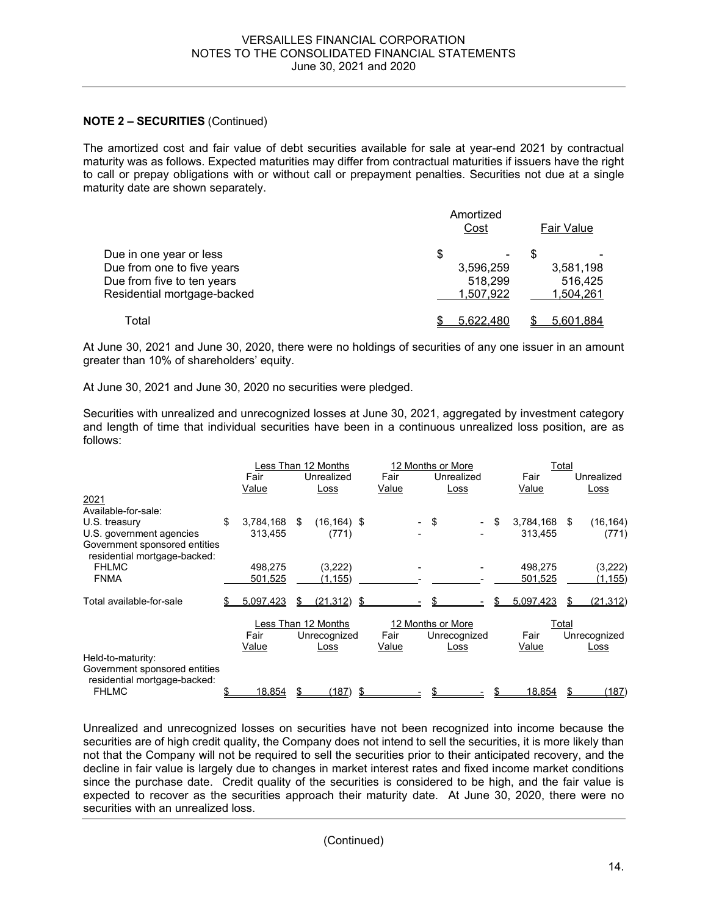**NOTE 2 – SECURITIES** (Continued)

The amortized cost and fair value of debt securities available for sale at year-end 2021 by contractual maturity was as follows. Expected maturities may differ from contractual maturities if issuers have the right to call or prepay obligations with or without call or prepayment penalties. Securities not due at a single maturity date are shown separately.

| | Amortized Cost | Fair Value |
|---|---|---|
| Due in one year or less | $ - | $ - |
| Due from one to five years | 3,596,259 | 3,581,198 |
| Due from five to ten years | 518,299 | 516,425 |
| Residential mortgage-backed | 1,507,922 | 1,504,261 |
| Total | $ 5,622,480 | $ 5,601,884 |

At June 30, 2021 and June 30, 2020, there were no holdings of securities of any one issuer in an amount greater than 10% of shareholders' equity.

At June 30, 2021 and June 30, 2020 no securities were pledged.

Securities with unrealized and unrecognized losses at June 30, 2021, aggregated by investment category and length of time that individual securities have been in a continuous unrealized loss position, are as follows:

| | Less Than 12 Months | | 12 Months or More | | Total | |
|---|---|---|---|---|---|---|
| | Fair Value | Unrealized Loss | Fair Value | Unrealized Loss | Fair Value | Unrealized Loss |
| 2021 | | | | | | |
| Available-for-sale: | | | | | | |
| U.S. treasury | $ 3,784,168 | $ (16,164) | $ - | $ - | $ 3,784,168 | $ (16,164) |
| U.S. government agencies | 313,455 | (771) | - | - | 313,455 | (771) |
| Government sponsored entities residential mortgage-backed: | | | | | | |
| FHLMC | 498,275 | (3,222) | - | - | 498,275 | (3,222) |
| FNMA | 501,525 | (1,155) | - | - | 501,525 | (1,155) |
| Total available-for-sale | $ 5,097,423 | $ (21,312) | $ - | $ - | $ 5,097,423 | $ (21,312) |
| | **Less Than 12 Months** | | **12 Months or More** | | **Total** | |
| | Fair Value | Unrecognized Loss | Fair Value | Unrecognized Loss | Fair Value | Unrecognized Loss |
| Held-to-maturity: | | | | | | |
| Government sponsored entities residential mortgage-backed: | | | | | | |
| FHLMC | $ 18,854 | $ (187) | $ - | $ - | $ 18,854 | $ (187) |

Unrealized and unrecognized losses on securities have not been recognized into income because the securities are of high credit quality, the Company does not intend to sell the securities, it is more likely than not that the Company will not be required to sell the securities prior to their anticipated recovery, and the decline in fair value is largely due to changes in market interest rates and fixed income market conditions since the purchase date. Credit quality of the securities is considered to be high, and the fair value is expected to recover as the securities approach their maturity date. At June 30, 2020, there were no securities with an unrealized loss.

(Continued)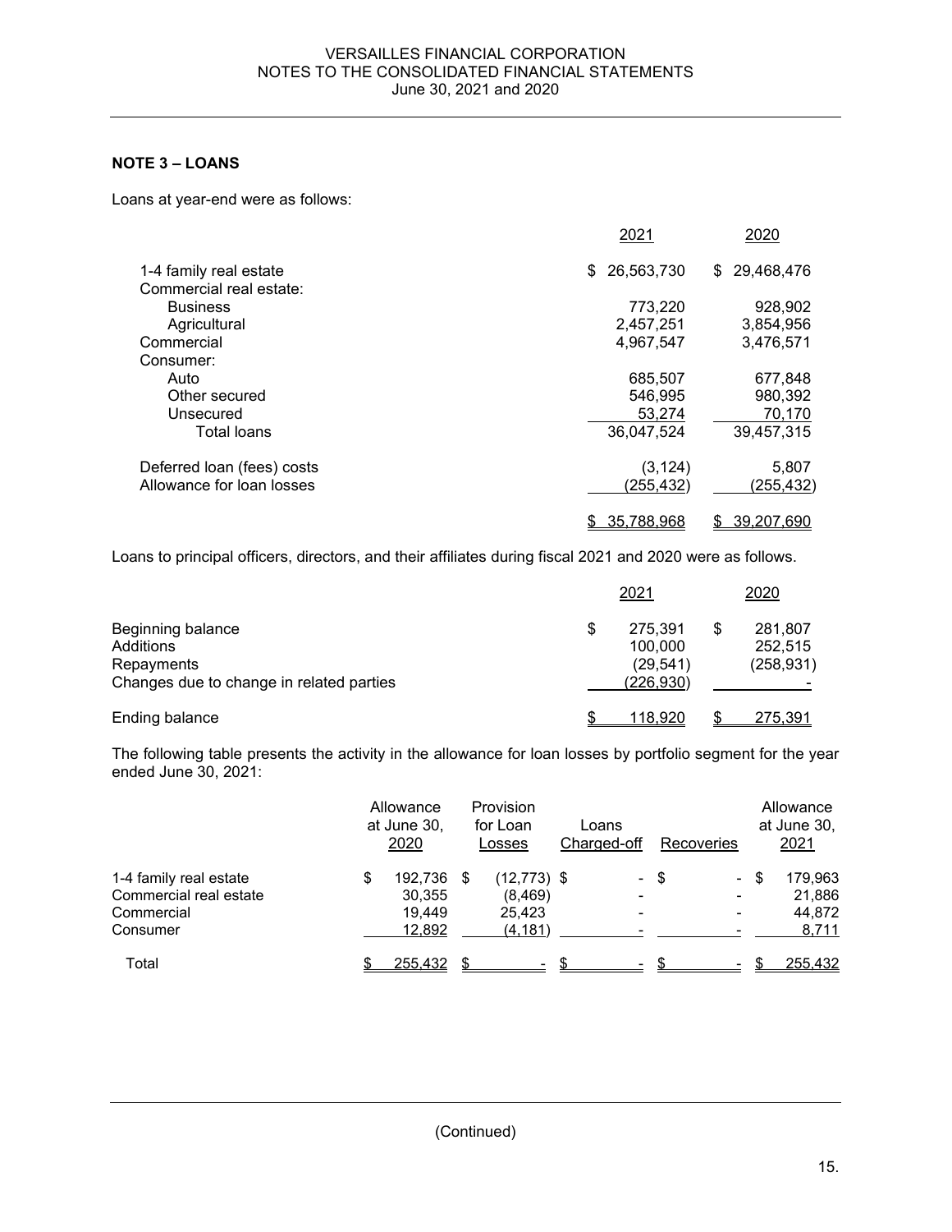## NOTE 3 – LOANS

Loans at year-end were as follows:

| | 2021 | 2020 |
|---|---|---|
| 1-4 family real estate | $ 26,563,730 | $ 29,468,476 |
| Commercial real estate: | | |
| Business | 773,220 | 928,902 |
| Agricultural | 2,457,251 | 3,854,956 |
| Commercial | 4,967,547 | 3,476,571 |
| Consumer: | | |
| Auto | 685,507 | 677,848 |
| Other secured | 546,995 | 980,392 |
| Unsecured | 53,274 | 70,170 |
| Total loans | 36,047,524 | 39,457,315 |
| Deferred loan (fees) costs | (3,124) | 5,807 |
| Allowance for loan losses | (255,432) | (255,432) |
| | $ 35,788,968 | $ 39,207,690 |

Loans to principal officers, directors, and their affiliates during fiscal 2021 and 2020 were as follows.

| | 2021 | 2020 |
|---|---|---|
| Beginning balance | $ 275,391 | $ 281,807 |
| Additions | 100,000 | 252,515 |
| Repayments | (29,541) | (258,931) |
| Changes due to change in related parties | (226,930) | - |
| Ending balance | $ 118,920 | $ 275,391 |

The following table presents the activity in the allowance for loan losses by portfolio segment for the year ended June 30, 2021:

| | Allowance at June 30, 2020 | Provision for Loan Losses | Loans Charged-off | Recoveries | Allowance at June 30, 2021 |
|---|---|---|---|---|---|
| 1-4 family real estate | $ 192,736 | $ (12,773) | $ - | $ - | $ 179,963 |
| Commercial real estate | 30,355 | (8,469) | - | - | 21,886 |
| Commercial | 19,449 | 25,423 | - | - | 44,872 |
| Consumer | 12,892 | (4,181) | - | - | 8,711 |
| Total | $ 255,432 | $ - | $ - | $ - | $ 255,432 |

(Continued)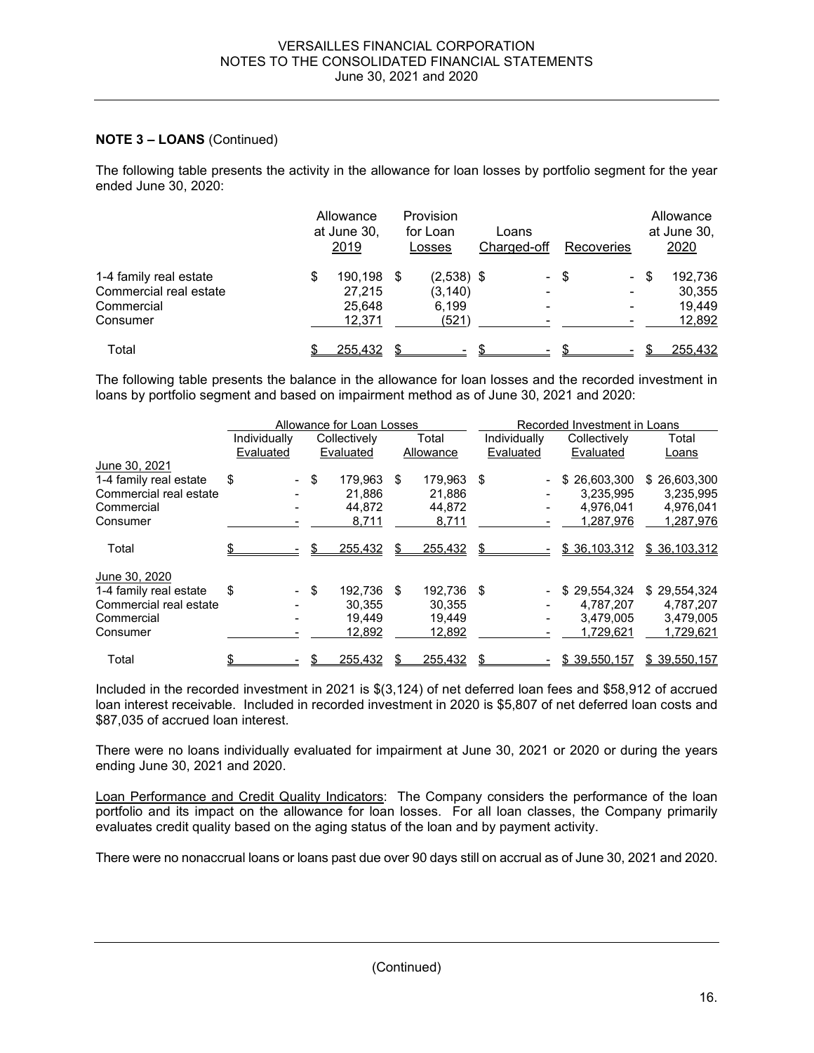**NOTE 3 – LOANS** (Continued)

The following table presents the activity in the allowance for loan losses by portfolio segment for the year ended June 30, 2020:

| | Allowance at June 30, 2019 | Provision for Loan Losses | Loans Charged-off | Recoveries | Allowance at June 30, 2020 |
|---|---|---|---|---|---|
| 1-4 family real estate | $ 190,198 | $ (2,538) | $ - | $ - | $ 192,736 |
| Commercial real estate | 27,215 | (3,140) | - | - | 30,355 |
| Commercial | 25,648 | 6,199 | - | - | 19,449 |
| Consumer | 12,371 | (521) | - | - | 12,892 |
| Total | $ 255,432 | $ - | $ - | $ - | $ 255,432 |

The following table presents the balance in the allowance for loan losses and the recorded investment in loans by portfolio segment and based on impairment method as of June 30, 2021 and 2020:

| | Allowance for Loan Losses | | | Recorded Investment in Loans | | |
|---|---|---|---|---|---|---|
| | Individually Evaluated | Collectively Evaluated | Total Allowance | Individually Evaluated | Collectively Evaluated | Total Loans |
| June 30, 2021 | | | | | | |
| 1-4 family real estate | $ - | $ 179,963 | $ 179,963 | $ - | $ 26,603,300 | $ 26,603,300 |
| Commercial real estate | - | 21,886 | 21,886 | - | 3,235,995 | 3,235,995 |
| Commercial | - | 44,872 | 44,872 | - | 4,976,041 | 4,976,041 |
| Consumer | - | 8,711 | 8,711 | - | 1,287,976 | 1,287,976 |
| Total | $ - | $ 255,432 | $ 255,432 | $ - | $ 36,103,312 | $ 36,103,312 |
| June 30, 2020 | | | | | | |
| 1-4 family real estate | $ - | $ 192,736 | $ 192,736 | $ - | $ 29,554,324 | $ 29,554,324 |
| Commercial real estate | - | 30,355 | 30,355 | - | 4,787,207 | 4,787,207 |
| Commercial | - | 19,449 | 19,449 | - | 3,479,005 | 3,479,005 |
| Consumer | - | 12,892 | 12,892 | - | 1,729,621 | 1,729,621 |
| Total | $ - | $ 255,432 | $ 255,432 | $ - | $ 39,550,157 | $ 39,550,157 |

Included in the recorded investment in 2021 is $(3,124) of net deferred loan fees and $58,912 of accrued loan interest receivable. Included in recorded investment in 2020 is $5,807 of net deferred loan costs and $87,035 of accrued loan interest.

There were no loans individually evaluated for impairment at June 30, 2021 or 2020 or during the years ending June 30, 2021 and 2020.

Loan Performance and Credit Quality Indicators: The Company considers the performance of the loan portfolio and its impact on the allowance for loan losses. For all loan classes, the Company primarily evaluates credit quality based on the aging status of the loan and by payment activity.

There were no nonaccrual loans or loans past due over 90 days still on accrual as of June 30, 2021 and 2020.

(Continued)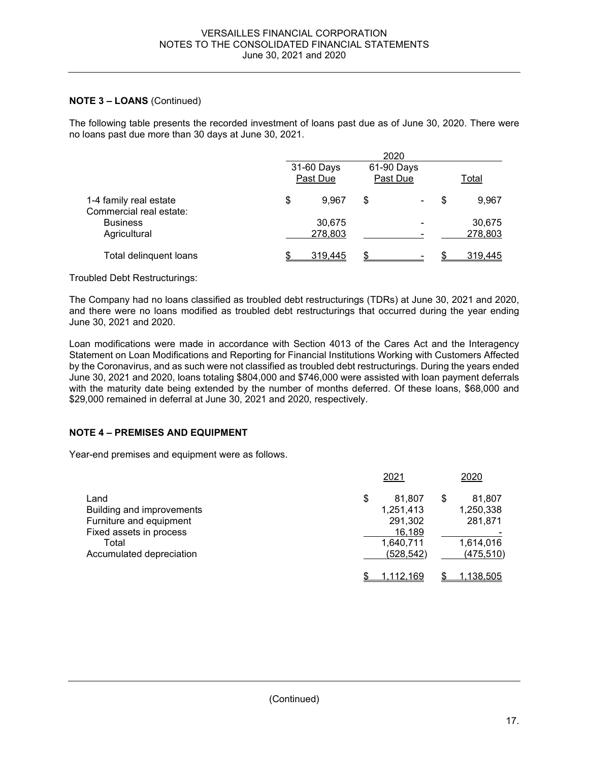**NOTE 3 – LOANS** (Continued)

The following table presents the recorded investment of loans past due as of June 30, 2020. There were no loans past due more than 30 days at June 30, 2021.

| | 2020 | | |
|---|---|---|---|
| | 31-60 Days Past Due | 61-90 Days Past Due | Total |
| 1-4 family real estate | $ 9,967 | $ - | $ 9,967 |
| Commercial real estate: | | | |
| Business | 30,675 | - | 30,675 |
| Agricultural | 278,803 | - | 278,803 |
| Total delinquent loans | $ 319,445 | $ - | $ 319,445 |

Troubled Debt Restructurings:

The Company had no loans classified as troubled debt restructurings (TDRs) at June 30, 2021 and 2020, and there were no loans modified as troubled debt restructurings that occurred during the year ending June 30, 2021 and 2020.

Loan modifications were made in accordance with Section 4013 of the Cares Act and the Interagency Statement on Loan Modifications and Reporting for Financial Institutions Working with Customers Affected by the Coronavirus, and as such were not classified as troubled debt restructurings. During the years ended June 30, 2021 and 2020, loans totaling $804,000 and $746,000 were assisted with loan payment deferrals with the maturity date being extended by the number of months deferred. Of these loans, $68,000 and $29,000 remained in deferral at June 30, 2021 and 2020, respectively.

**NOTE 4 – PREMISES AND EQUIPMENT**

Year-end premises and equipment were as follows.

| | 2021 | 2020 |
|---|---|---|
| Land | $ 81,807 | $ 81,807 |
| Building and improvements | 1,251,413 | 1,250,338 |
| Furniture and equipment | 291,302 | 281,871 |
| Fixed assets in process | 16,189 | - |
| Total | 1,640,711 | 1,614,016 |
| Accumulated depreciation | (528,542) | (475,510) |
| | $ 1,112,169 | $ 1,138,505 |

(Continued)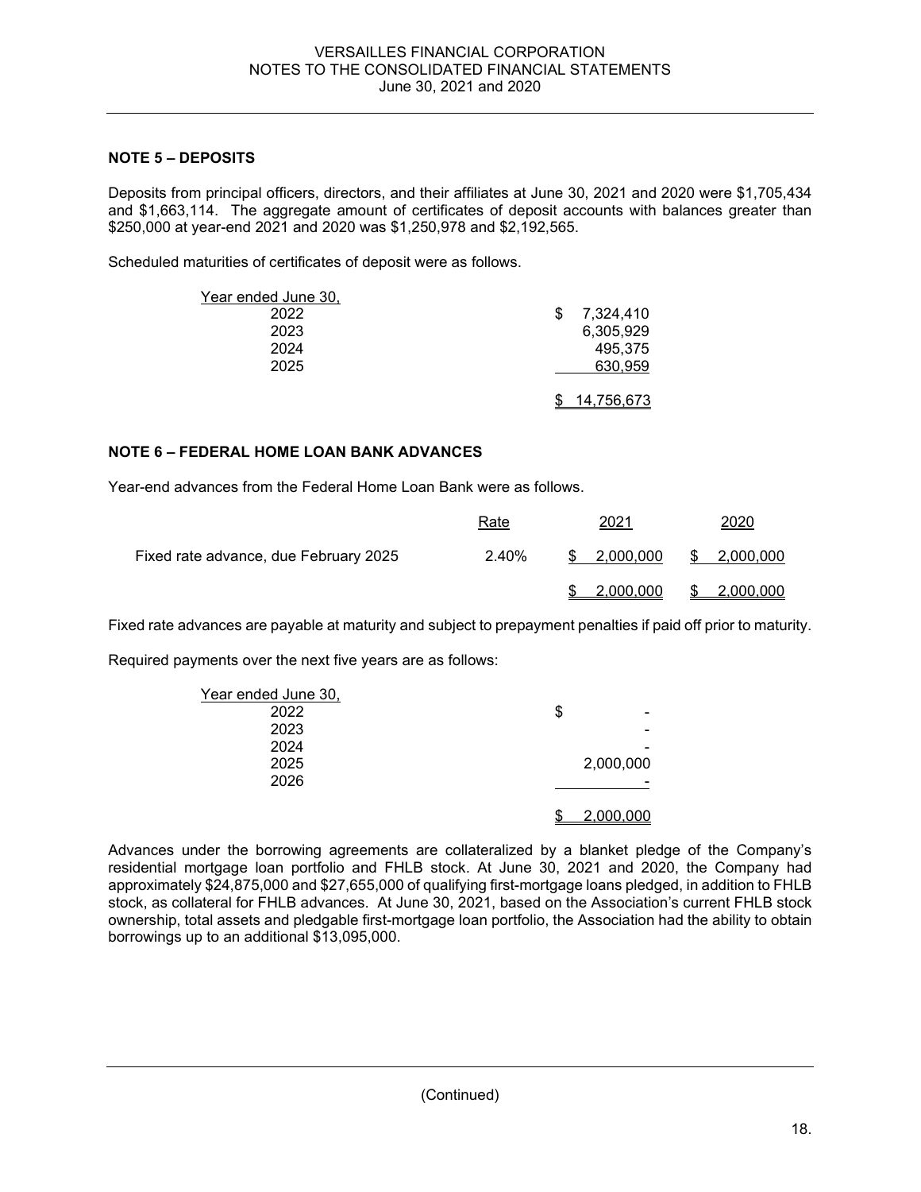## NOTE 5 – DEPOSITS

Deposits from principal officers, directors, and their affiliates at June 30, 2021 and 2020 were $1,705,434 and $1,663,114. The aggregate amount of certificates of deposit accounts with balances greater than $250,000 at year-end 2021 and 2020 was $1,250,978 and $2,192,565.

Scheduled maturities of certificates of deposit were as follows.

| Year ended June 30, | |
|---|---|
| 2022 | $ 7,324,410 |
| 2023 | 6,305,929 |
| 2024 | 495,375 |
| 2025 | 630,959 |
| | $ 14,756,673 |

## NOTE 6 – FEDERAL HOME LOAN BANK ADVANCES

Year-end advances from the Federal Home Loan Bank were as follows.

| | Rate | 2021 | 2020 |
|---|---|---|---|
| Fixed rate advance, due February 2025 | 2.40% | $ 2,000,000 | $ 2,000,000 |
| | | $ 2,000,000 | $ 2,000,000 |

Fixed rate advances are payable at maturity and subject to prepayment penalties if paid off prior to maturity.

Required payments over the next five years are as follows:

| Year ended June 30, | |
|---|---|
| 2022 | $ - |
| 2023 | - |
| 2024 | - |
| 2025 | 2,000,000 |
| 2026 | - |
| | $ 2,000,000 |

Advances under the borrowing agreements are collateralized by a blanket pledge of the Company's residential mortgage loan portfolio and FHLB stock. At June 30, 2021 and 2020, the Company had approximately $24,875,000 and $27,655,000 of qualifying first-mortgage loans pledged, in addition to FHLB stock, as collateral for FHLB advances. At June 30, 2021, based on the Association's current FHLB stock ownership, total assets and pledgable first-mortgage loan portfolio, the Association had the ability to obtain borrowings up to an additional $13,095,000.

(Continued)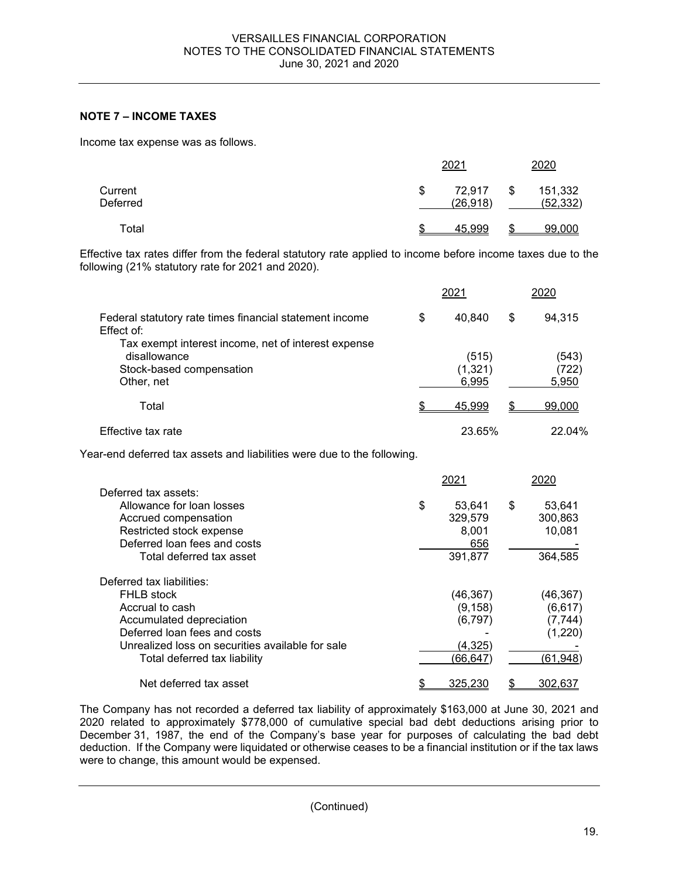## NOTE 7 – INCOME TAXES

Income tax expense was as follows.

| | 2021 | 2020 |
|---|---|---|
| Current | $ 72,917 | $ 151,332 |
| Deferred | (26,918) | (52,332) |
| Total | $ 45,999 | $ 99,000 |

Effective tax rates differ from the federal statutory rate applied to income before income taxes due to the following (21% statutory rate for 2021 and 2020).

| | 2021 | 2020 |
|---|---|---|
| Federal statutory rate times financial statement income | $ 40,840 | $ 94,315 |
| Effect of: | | |
| Tax exempt interest income, net of interest expense disallowance | (515) | (543) |
| Stock-based compensation | (1,321) | (722) |
| Other, net | 6,995 | 5,950 |
| Total | $ 45,999 | $ 99,000 |
| Effective tax rate | 23.65% | 22.04% |

Year-end deferred tax assets and liabilities were due to the following.

| | 2021 | 2020 |
|---|---|---|
| Deferred tax assets: | | |
| Allowance for loan losses | $ 53,641 | $ 53,641 |
| Accrued compensation | 329,579 | 300,863 |
| Restricted stock expense | 8,001 | 10,081 |
| Deferred loan fees and costs | 656 | - |
| Total deferred tax asset | 391,877 | 364,585 |
| Deferred tax liabilities: | | |
| FHLB stock | (46,367) | (46,367) |
| Accrual to cash | (9,158) | (6,617) |
| Accumulated depreciation | (6,797) | (7,744) |
| Deferred loan fees and costs | - | (1,220) |
| Unrealized loss on securities available for sale | (4,325) | - |
| Total deferred tax liability | (66,647) | (61,948) |
| Net deferred tax asset | $ 325,230 | $ 302,637 |

The Company has not recorded a deferred tax liability of approximately $163,000 at June 30, 2021 and 2020 related to approximately $778,000 of cumulative special bad debt deductions arising prior to December 31, 1987, the end of the Company's base year for purposes of calculating the bad debt deduction. If the Company were liquidated or otherwise ceases to be a financial institution or if the tax laws were to change, this amount would be expensed.

(Continued)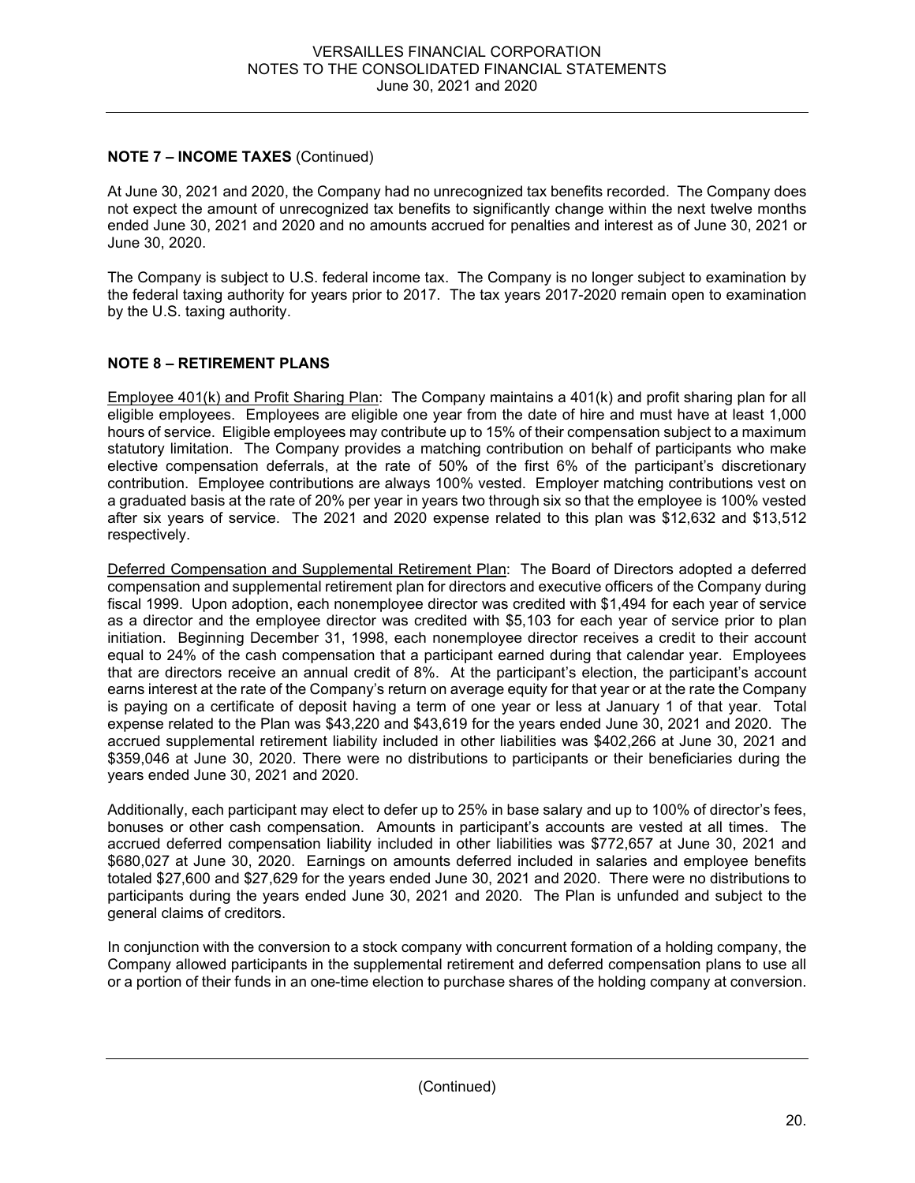**NOTE 7 – INCOME TAXES** (Continued)

At June 30, 2021 and 2020, the Company had no unrecognized tax benefits recorded. The Company does not expect the amount of unrecognized tax benefits to significantly change within the next twelve months ended June 30, 2021 and 2020 and no amounts accrued for penalties and interest as of June 30, 2021 or June 30, 2020.

The Company is subject to U.S. federal income tax. The Company is no longer subject to examination by the federal taxing authority for years prior to 2017. The tax years 2017-2020 remain open to examination by the U.S. taxing authority.

**NOTE 8 – RETIREMENT PLANS**

Employee 401(k) and Profit Sharing Plan: The Company maintains a 401(k) and profit sharing plan for all eligible employees. Employees are eligible one year from the date of hire and must have at least 1,000 hours of service. Eligible employees may contribute up to 15% of their compensation subject to a maximum statutory limitation. The Company provides a matching contribution on behalf of participants who make elective compensation deferrals, at the rate of 50% of the first 6% of the participant's discretionary contribution. Employee contributions are always 100% vested. Employer matching contributions vest on a graduated basis at the rate of 20% per year in years two through six so that the employee is 100% vested after six years of service. The 2021 and 2020 expense related to this plan was $12,632 and $13,512 respectively.

Deferred Compensation and Supplemental Retirement Plan: The Board of Directors adopted a deferred compensation and supplemental retirement plan for directors and executive officers of the Company during fiscal 1999. Upon adoption, each nonemployee director was credited with $1,494 for each year of service as a director and the employee director was credited with $5,103 for each year of service prior to plan initiation. Beginning December 31, 1998, each nonemployee director receives a credit to their account equal to 24% of the cash compensation that a participant earned during that calendar year. Employees that are directors receive an annual credit of 8%. At the participant's election, the participant's account earns interest at the rate of the Company's return on average equity for that year or at the rate the Company is paying on a certificate of deposit having a term of one year or less at January 1 of that year. Total expense related to the Plan was $43,220 and $43,619 for the years ended June 30, 2021 and 2020. The accrued supplemental retirement liability included in other liabilities was $402,266 at June 30, 2021 and $359,046 at June 30, 2020. There were no distributions to participants or their beneficiaries during the years ended June 30, 2021 and 2020.

Additionally, each participant may elect to defer up to 25% in base salary and up to 100% of director's fees, bonuses or other cash compensation. Amounts in participant's accounts are vested at all times. The accrued deferred compensation liability included in other liabilities was $772,657 at June 30, 2021 and $680,027 at June 30, 2020. Earnings on amounts deferred included in salaries and employee benefits totaled $27,600 and $27,629 for the years ended June 30, 2021 and 2020. There were no distributions to participants during the years ended June 30, 2021 and 2020. The Plan is unfunded and subject to the general claims of creditors.

In conjunction with the conversion to a stock company with concurrent formation of a holding company, the Company allowed participants in the supplemental retirement and deferred compensation plans to use all or a portion of their funds in an one-time election to purchase shares of the holding company at conversion.

(Continued)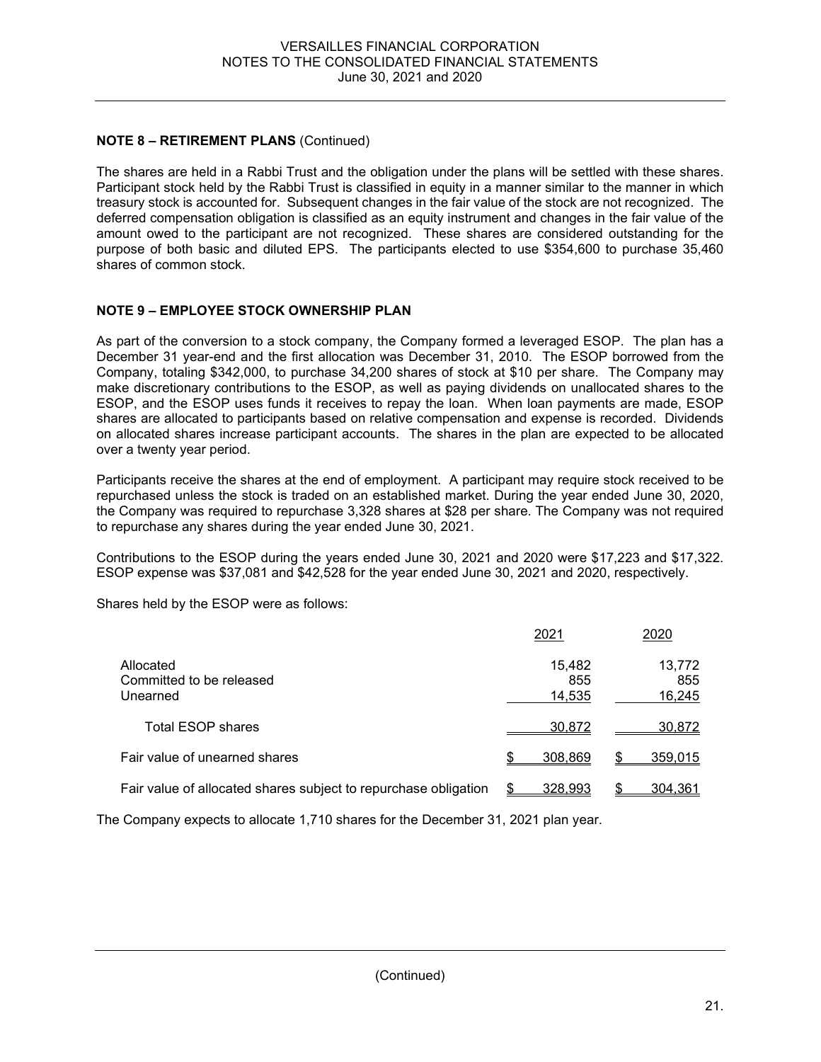**NOTE 8 – RETIREMENT PLANS** (Continued)

The shares are held in a Rabbi Trust and the obligation under the plans will be settled with these shares. Participant stock held by the Rabbi Trust is classified in equity in a manner similar to the manner in which treasury stock is accounted for. Subsequent changes in the fair value of the stock are not recognized. The deferred compensation obligation is classified as an equity instrument and changes in the fair value of the amount owed to the participant are not recognized. These shares are considered outstanding for the purpose of both basic and diluted EPS. The participants elected to use $354,600 to purchase 35,460 shares of common stock.

**NOTE 9 – EMPLOYEE STOCK OWNERSHIP PLAN**

As part of the conversion to a stock company, the Company formed a leveraged ESOP. The plan has a December 31 year-end and the first allocation was December 31, 2010. The ESOP borrowed from the Company, totaling $342,000, to purchase 34,200 shares of stock at $10 per share. The Company may make discretionary contributions to the ESOP, as well as paying dividends on unallocated shares to the ESOP, and the ESOP uses funds it receives to repay the loan. When loan payments are made, ESOP shares are allocated to participants based on relative compensation and expense is recorded. Dividends on allocated shares increase participant accounts. The shares in the plan are expected to be allocated over a twenty year period.

Participants receive the shares at the end of employment. A participant may require stock received to be repurchased unless the stock is traded on an established market. During the year ended June 30, 2020, the Company was required to repurchase 3,328 shares at $28 per share. The Company was not required to repurchase any shares during the year ended June 30, 2021.

Contributions to the ESOP during the years ended June 30, 2021 and 2020 were $17,223 and $17,322. ESOP expense was $37,081 and $42,528 for the year ended June 30, 2021 and 2020, respectively.

Shares held by the ESOP were as follows:

| | 2021 | 2020 |
|---|---|---|
| Allocated | 15,482 | 13,772 |
| Committed to be released | 855 | 855 |
| Unearned | 14,535 | 16,245 |
| Total ESOP shares | 30,872 | 30,872 |
| Fair value of unearned shares | $ 308,869 | $ 359,015 |
| Fair value of allocated shares subject to repurchase obligation | $ 328,993 | $ 304,361 |

The Company expects to allocate 1,710 shares for the December 31, 2021 plan year.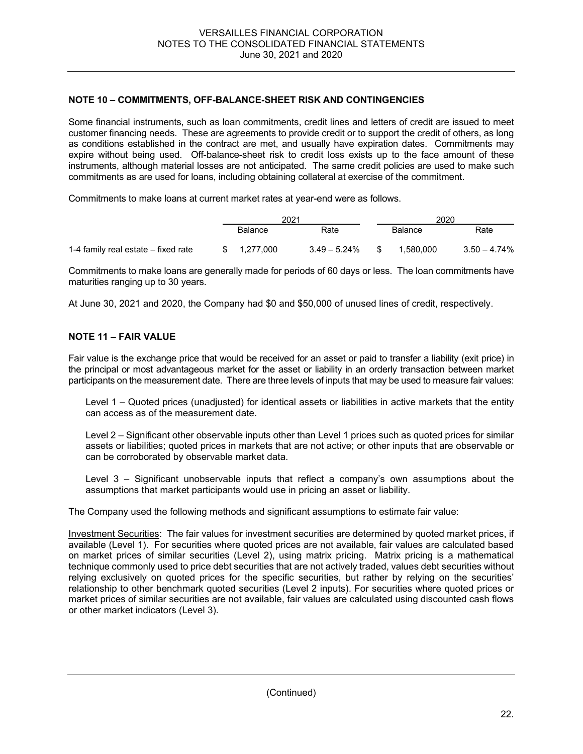## NOTE 10 – COMMITMENTS, OFF-BALANCE-SHEET RISK AND CONTINGENCIES

Some financial instruments, such as loan commitments, credit lines and letters of credit are issued to meet customer financing needs. These are agreements to provide credit or to support the credit of others, as long as conditions established in the contract are met, and usually have expiration dates. Commitments may expire without being used. Off-balance-sheet risk to credit loss exists up to the face amount of these instruments, although material losses are not anticipated. The same credit policies are used to make such commitments as are used for loans, including obtaining collateral at exercise of the commitment.

Commitments to make loans at current market rates at year-end were as follows.

| | 2021 | | 2020 | |
|---|---|---|---|---|
| | Balance | Rate | Balance | Rate |
| 1-4 family real estate – fixed rate | $ 1,277,000 | 3.49 – 5.24% | $ 1,580,000 | 3.50 – 4.74% |

Commitments to make loans are generally made for periods of 60 days or less. The loan commitments have maturities ranging up to 30 years.

At June 30, 2021 and 2020, the Company had $0 and $50,000 of unused lines of credit, respectively.

## NOTE 11 – FAIR VALUE

Fair value is the exchange price that would be received for an asset or paid to transfer a liability (exit price) in the principal or most advantageous market for the asset or liability in an orderly transaction between market participants on the measurement date. There are three levels of inputs that may be used to measure fair values:

Level 1 – Quoted prices (unadjusted) for identical assets or liabilities in active markets that the entity can access as of the measurement date.

Level 2 – Significant other observable inputs other than Level 1 prices such as quoted prices for similar assets or liabilities; quoted prices in markets that are not active; or other inputs that are observable or can be corroborated by observable market data.

Level 3 – Significant unobservable inputs that reflect a company's own assumptions about the assumptions that market participants would use in pricing an asset or liability.

The Company used the following methods and significant assumptions to estimate fair value:

Investment Securities: The fair values for investment securities are determined by quoted market prices, if available (Level 1). For securities where quoted prices are not available, fair values are calculated based on market prices of similar securities (Level 2), using matrix pricing. Matrix pricing is a mathematical technique commonly used to price debt securities that are not actively traded, values debt securities without relying exclusively on quoted prices for the specific securities, but rather by relying on the securities' relationship to other benchmark quoted securities (Level 2 inputs). For securities where quoted prices or market prices of similar securities are not available, fair values are calculated using discounted cash flows or other market indicators (Level 3).

(Continued)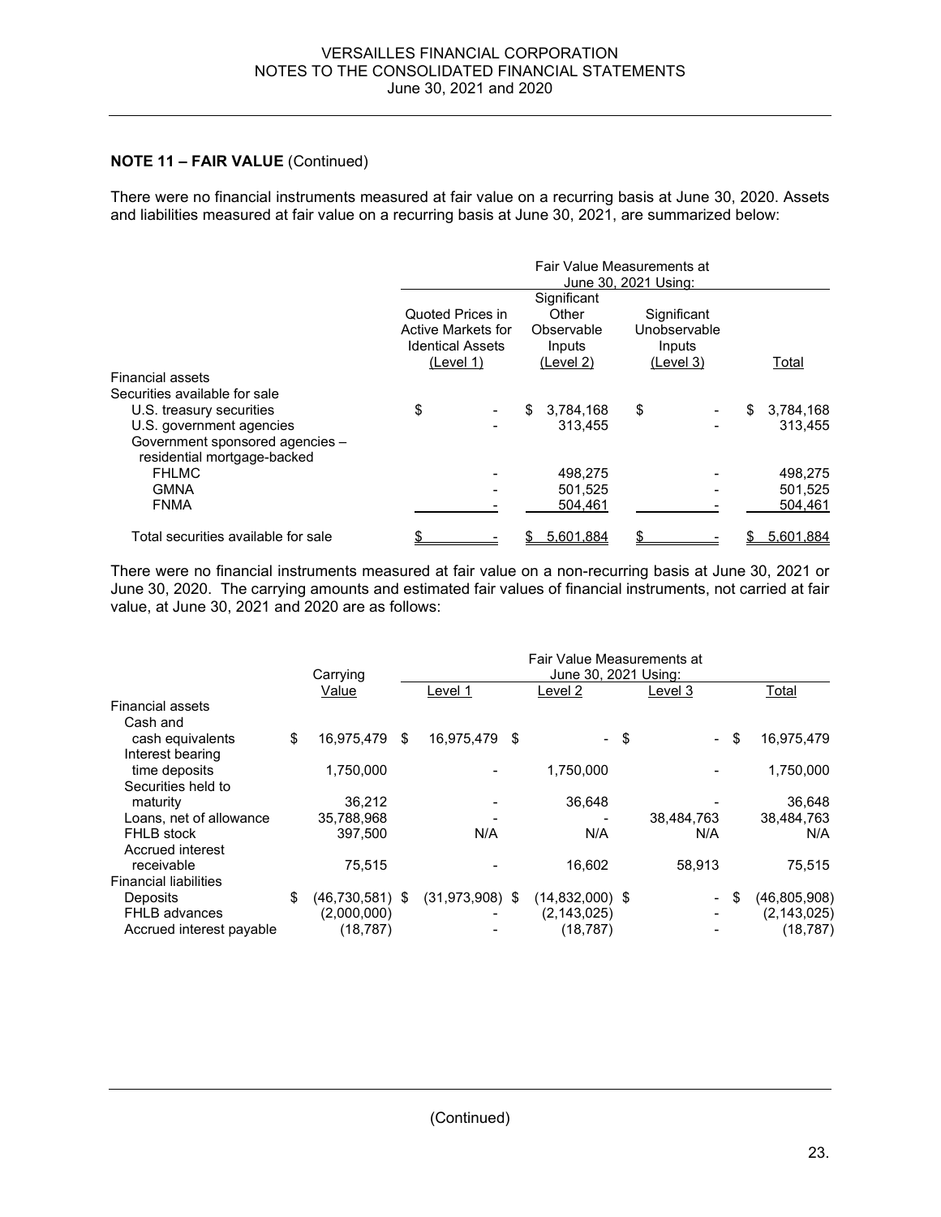**NOTE 11 – FAIR VALUE** (Continued)

There were no financial instruments measured at fair value on a recurring basis at June 30, 2020. Assets and liabilities measured at fair value on a recurring basis at June 30, 2021, are summarized below:

| | Fair Value Measurements at June 30, 2021 Using: | | | |
|---|---|---|---|---|
| | Quoted Prices in Active Markets for Identical Assets (Level 1) | Significant Other Observable Inputs (Level 2) | Significant Unobservable Inputs (Level 3) | Total |
| Financial assets | | | | |
| Securities available for sale | | | | |
| U.S. treasury securities | $ - | $ 3,784,168 | $ - | $ 3,784,168 |
| U.S. government agencies | - | 313,455 | - | 313,455 |
| Government sponsored agencies – residential mortgage-backed | | | | |
| FHLMC | - | 498,275 | - | 498,275 |
| GMNA | - | 501,525 | - | 501,525 |
| FNMA | - | 504,461 | - | 504,461 |
| Total securities available for sale | $ - | $ 5,601,884 | $ - | $ 5,601,884 |

There were no financial instruments measured at fair value on a non-recurring basis at June 30, 2021 or June 30, 2020. The carrying amounts and estimated fair values of financial instruments, not carried at fair value, at June 30, 2021 and 2020 are as follows:

| | Carrying Value | Fair Value Measurements at June 30, 2021 Using: | | | |
|---|---|---|---|---|---|
| | | Level 1 | Level 2 | Level 3 | Total |
| Financial assets | | | | | |
| Cash and cash equivalents | $ 16,975,479 | $ 16,975,479 | $ - | $ - | $ 16,975,479 |
| Interest bearing time deposits | 1,750,000 | - | 1,750,000 | - | 1,750,000 |
| Securities held to maturity | 36,212 | - | 36,648 | - | 36,648 |
| Loans, net of allowance | 35,788,968 | - | - | 38,484,763 | 38,484,763 |
| FHLB stock | 397,500 | N/A | N/A | N/A | N/A |
| Accrued interest receivable | 75,515 | - | 16,602 | 58,913 | 75,515 |
| Financial liabilities | | | | | |
| Deposits | $ (46,730,581) | $ (31,973,908) | $ (14,832,000) | $ - | $ (46,805,908) |
| FHLB advances | (2,000,000) | - | (2,143,025) | - | (2,143,025) |
| Accrued interest payable | (18,787) | - | (18,787) | - | (18,787) |

(Continued)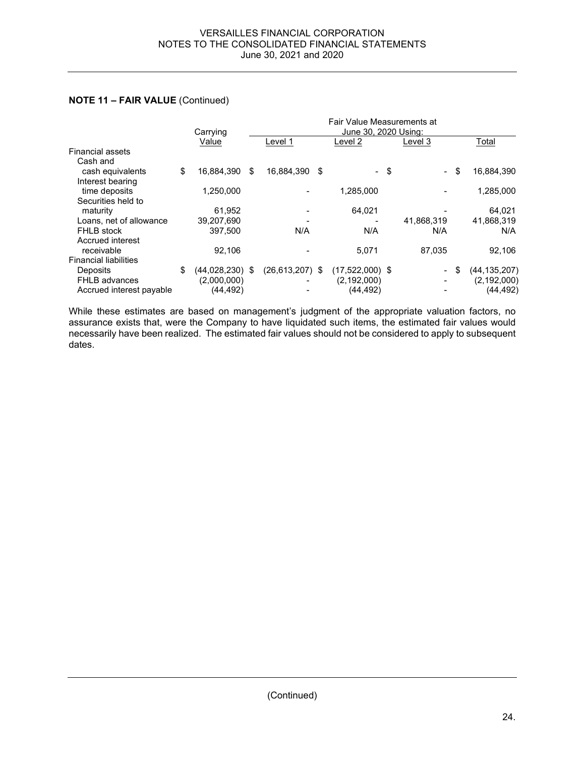**NOTE 11 – FAIR VALUE** (Continued)

| | Carrying Value | Fair Value Measurements at June 30, 2020 Using: Level 1 | Level 2 | Level 3 | Total |
|---|---|---|---|---|---|
| Financial assets | | | | | |
| Cash and cash equivalents | $ 16,884,390 | $ 16,884,390 | $ - | $ - | $ 16,884,390 |
| Interest bearing time deposits | 1,250,000 | - | 1,285,000 | - | 1,285,000 |
| Securities held to maturity | 61,952 | - | 64,021 | - | 64,021 |
| Loans, net of allowance | 39,207,690 | - | - | 41,868,319 | 41,868,319 |
| FHLB stock | 397,500 | N/A | N/A | N/A | N/A |
| Accrued interest receivable | 92,106 | - | 5,071 | 87,035 | 92,106 |
| Financial liabilities | | | | | |
| Deposits | $ (44,028,230) | $ (26,613,207) | $ (17,522,000) | $ - | $ (44,135,207) |
| FHLB advances | (2,000,000) | - | (2,192,000) | - | (2,192,000) |
| Accrued interest payable | (44,492) | - | (44,492) | - | (44,492) |

While these estimates are based on management's judgment of the appropriate valuation factors, no assurance exists that, were the Company to have liquidated such items, the estimated fair values would necessarily have been realized. The estimated fair values should not be considered to apply to subsequent dates.

(Continued)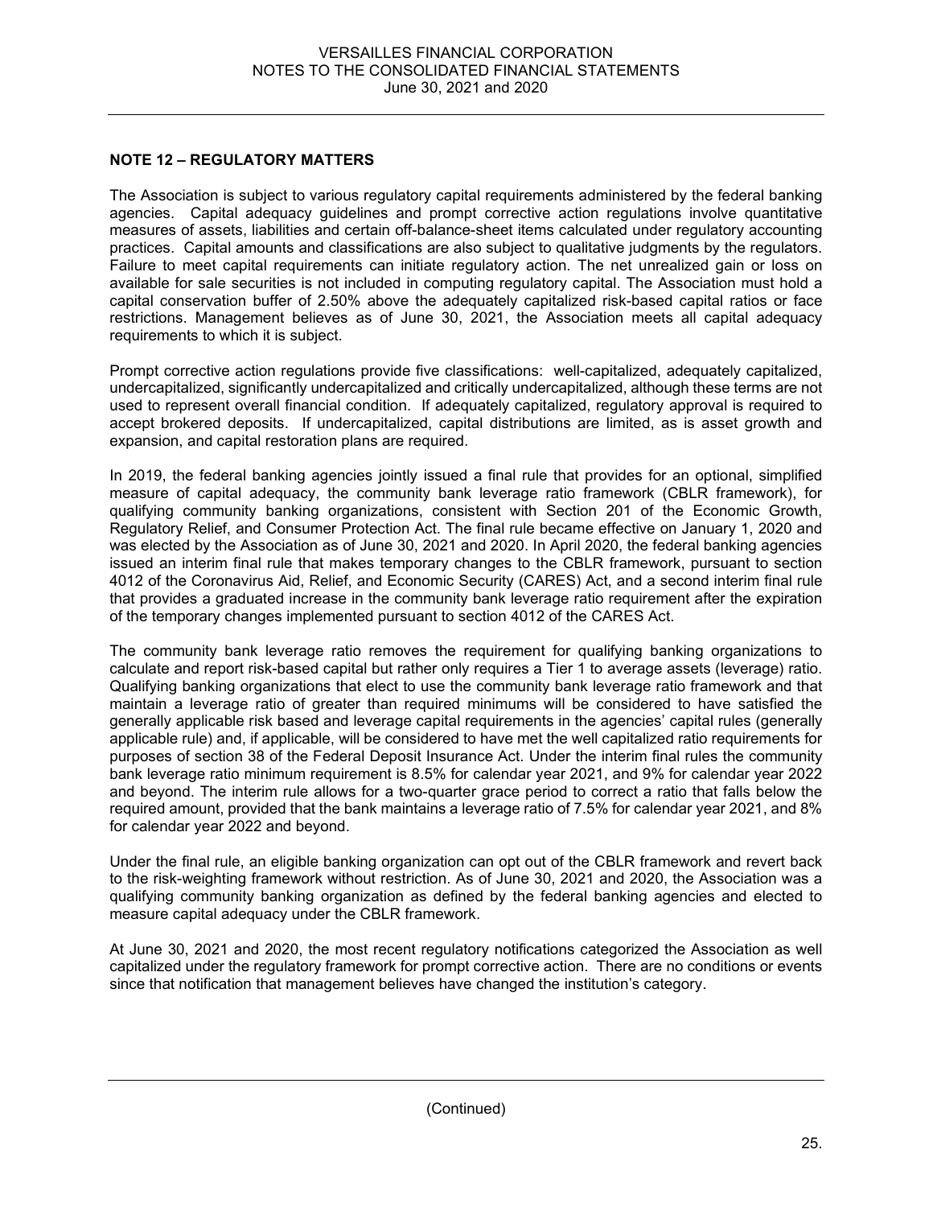## NOTE 12 – REGULATORY MATTERS

The Association is subject to various regulatory capital requirements administered by the federal banking agencies. Capital adequacy guidelines and prompt corrective action regulations involve quantitative measures of assets, liabilities and certain off-balance-sheet items calculated under regulatory accounting practices. Capital amounts and classifications are also subject to qualitative judgments by the regulators. Failure to meet capital requirements can initiate regulatory action. The net unrealized gain or loss on available for sale securities is not included in computing regulatory capital. The Association must hold a capital conservation buffer of 2.50% above the adequately capitalized risk-based capital ratios or face restrictions. Management believes as of June 30, 2021, the Association meets all capital adequacy requirements to which it is subject.

Prompt corrective action regulations provide five classifications: well-capitalized, adequately capitalized, undercapitalized, significantly undercapitalized and critically undercapitalized, although these terms are not used to represent overall financial condition. If adequately capitalized, regulatory approval is required to accept brokered deposits. If undercapitalized, capital distributions are limited, as is asset growth and expansion, and capital restoration plans are required.

In 2019, the federal banking agencies jointly issued a final rule that provides for an optional, simplified measure of capital adequacy, the community bank leverage ratio framework (CBLR framework), for qualifying community banking organizations, consistent with Section 201 of the Economic Growth, Regulatory Relief, and Consumer Protection Act. The final rule became effective on January 1, 2020 and was elected by the Association as of June 30, 2021 and 2020. In April 2020, the federal banking agencies issued an interim final rule that makes temporary changes to the CBLR framework, pursuant to section 4012 of the Coronavirus Aid, Relief, and Economic Security (CARES) Act, and a second interim final rule that provides a graduated increase in the community bank leverage ratio requirement after the expiration of the temporary changes implemented pursuant to section 4012 of the CARES Act.

The community bank leverage ratio removes the requirement for qualifying banking organizations to calculate and report risk-based capital but rather only requires a Tier 1 to average assets (leverage) ratio. Qualifying banking organizations that elect to use the community bank leverage ratio framework and that maintain a leverage ratio of greater than required minimums will be considered to have satisfied the generally applicable risk based and leverage capital requirements in the agencies' capital rules (generally applicable rule) and, if applicable, will be considered to have met the well capitalized ratio requirements for purposes of section 38 of the Federal Deposit Insurance Act. Under the interim final rules the community bank leverage ratio minimum requirement is 8.5% for calendar year 2021, and 9% for calendar year 2022 and beyond. The interim rule allows for a two-quarter grace period to correct a ratio that falls below the required amount, provided that the bank maintains a leverage ratio of 7.5% for calendar year 2021, and 8% for calendar year 2022 and beyond.

Under the final rule, an eligible banking organization can opt out of the CBLR framework and revert back to the risk-weighting framework without restriction. As of June 30, 2021 and 2020, the Association was a qualifying community banking organization as defined by the federal banking agencies and elected to measure capital adequacy under the CBLR framework.

At June 30, 2021 and 2020, the most recent regulatory notifications categorized the Association as well capitalized under the regulatory framework for prompt corrective action. There are no conditions or events since that notification that management believes have changed the institution's category.

(Continued)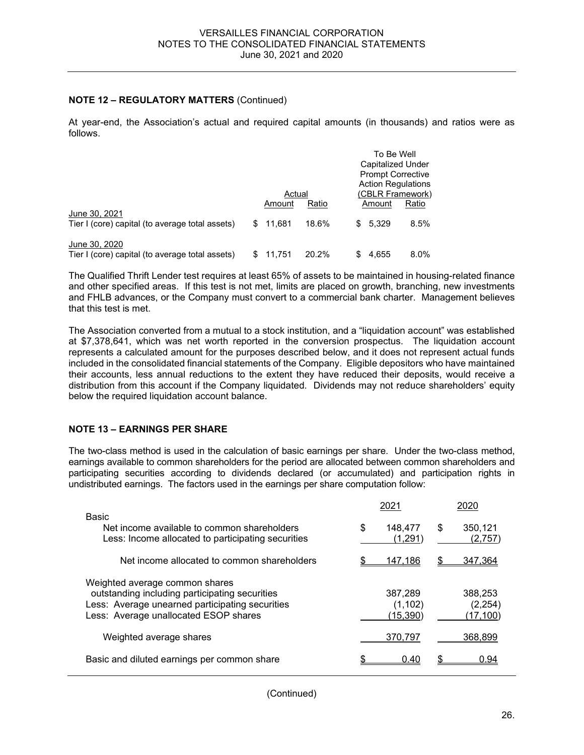## NOTE 12 – REGULATORY MATTERS (Continued)

At year-end, the Association's actual and required capital amounts (in thousands) and ratios were as follows.

| | Actual | | To Be Well Capitalized Under Prompt Corrective Action Regulations (CBLR Framework) | |
|---|---|---|---|---|
| | Amount | Ratio | Amount | Ratio |
| June 30, 2021 | | | | |
| Tier I (core) capital (to average total assets) | $ 11,681 | 18.6% | $ 5,329 | 8.5% |
| June 30, 2020 | | | | |
| Tier I (core) capital (to average total assets) | $ 11,751 | 20.2% | $ 4,655 | 8.0% |

The Qualified Thrift Lender test requires at least 65% of assets to be maintained in housing-related finance and other specified areas. If this test is not met, limits are placed on growth, branching, new investments and FHLB advances, or the Company must convert to a commercial bank charter. Management believes that this test is met.

The Association converted from a mutual to a stock institution, and a "liquidation account" was established at $7,378,641, which was net worth reported in the conversion prospectus. The liquidation account represents a calculated amount for the purposes described below, and it does not represent actual funds included in the consolidated financial statements of the Company. Eligible depositors who have maintained their accounts, less annual reductions to the extent they have reduced their deposits, would receive a distribution from this account if the Company liquidated. Dividends may not reduce shareholders' equity below the required liquidation account balance.

## NOTE 13 – EARNINGS PER SHARE

The two-class method is used in the calculation of basic earnings per share. Under the two-class method, earnings available to common shareholders for the period are allocated between common shareholders and participating securities according to dividends declared (or accumulated) and participation rights in undistributed earnings. The factors used in the earnings per share computation follow:

| | 2021 | 2020 |
|---|---|---|
| Basic | | |
| Net income available to common shareholders | $ 148,477 | $ 350,121 |
| Less: Income allocated to participating securities | (1,291) | (2,757) |
| Net income allocated to common shareholders | $ 147,186 | $ 347,364 |
| Weighted average common shares outstanding including participating securities | 387,289 | 388,253 |
| Less: Average unearned participating securities | (1,102) | (2,254) |
| Less: Average unallocated ESOP shares | (15,390) | (17,100) |
| Weighted average shares | 370,797 | 368,899 |
| Basic and diluted earnings per common share | $ 0.40 | $ 0.94 |

(Continued)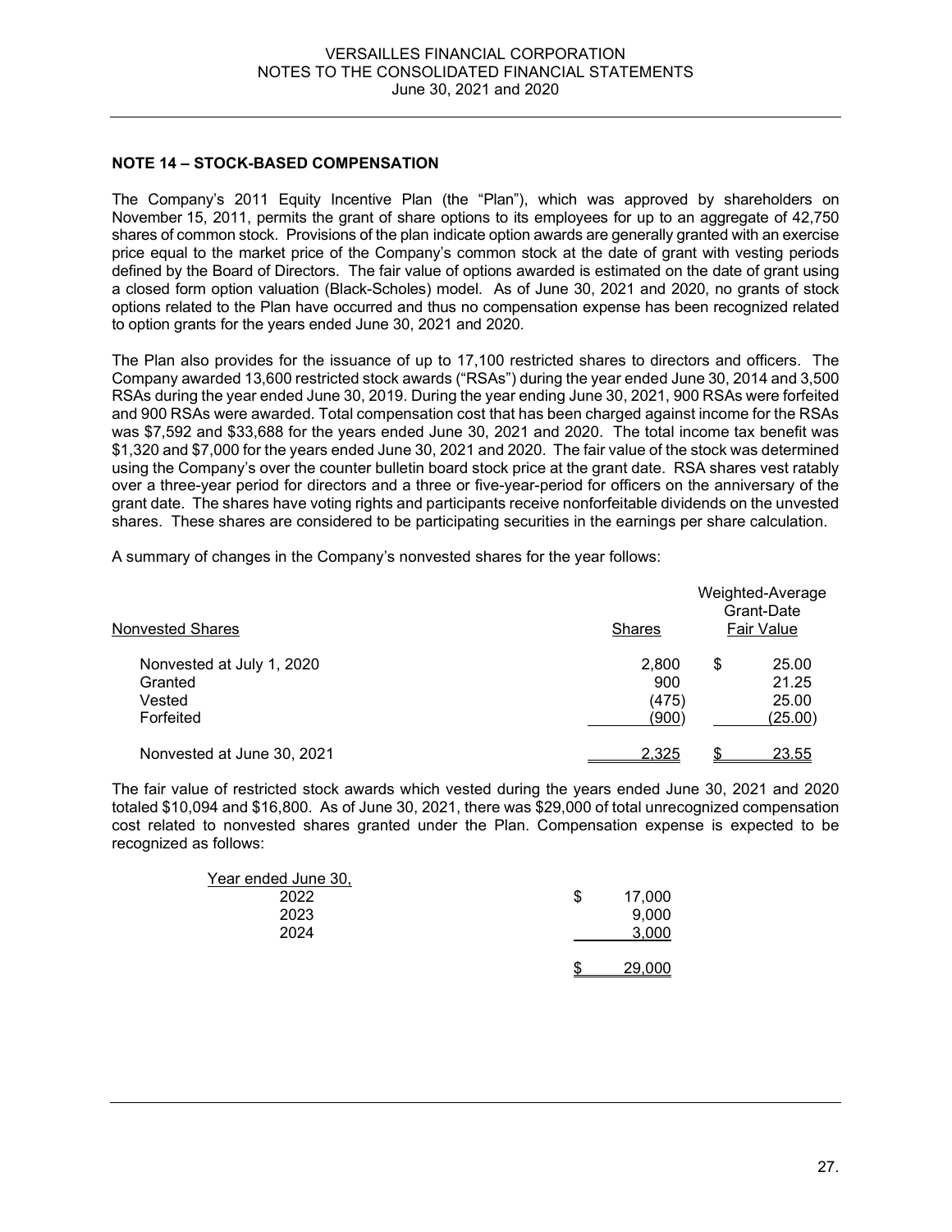## NOTE 14 – STOCK-BASED COMPENSATION

The Company's 2011 Equity Incentive Plan (the "Plan"), which was approved by shareholders on November 15, 2011, permits the grant of share options to its employees for up to an aggregate of 42,750 shares of common stock. Provisions of the plan indicate option awards are generally granted with an exercise price equal to the market price of the Company's common stock at the date of grant with vesting periods defined by the Board of Directors. The fair value of options awarded is estimated on the date of grant using a closed form option valuation (Black-Scholes) model. As of June 30, 2021 and 2020, no grants of stock options related to the Plan have occurred and thus no compensation expense has been recognized related to option grants for the years ended June 30, 2021 and 2020.

The Plan also provides for the issuance of up to 17,100 restricted shares to directors and officers. The Company awarded 13,600 restricted stock awards ("RSAs") during the year ended June 30, 2014 and 3,500 RSAs during the year ended June 30, 2019. During the year ending June 30, 2021, 900 RSAs were forfeited and 900 RSAs were awarded. Total compensation cost that has been charged against income for the RSAs was $7,592 and $33,688 for the years ended June 30, 2021 and 2020. The total income tax benefit was $1,320 and $7,000 for the years ended June 30, 2021 and 2020. The fair value of the stock was determined using the Company's over the counter bulletin board stock price at the grant date. RSA shares vest ratably over a three-year period for directors and a three or five-year-period for officers on the anniversary of the grant date. The shares have voting rights and participants receive nonforfeitable dividends on the unvested shares. These shares are considered to be participating securities in the earnings per share calculation.

A summary of changes in the Company's nonvested shares for the year follows:

| Nonvested Shares | Shares | Weighted-Average Grant-Date Fair Value |
|---|---|---|
| Nonvested at July 1, 2020 | 2,800 | $ 25.00 |
| Granted | 900 | 21.25 |
| Vested | (475) | 25.00 |
| Forfeited | (900) | (25.00) |
| Nonvested at June 30, 2021 | 2,325 | $ 23.55 |

The fair value of restricted stock awards which vested during the years ended June 30, 2021 and 2020 totaled $10,094 and $16,800. As of June 30, 2021, there was $29,000 of total unrecognized compensation cost related to nonvested shares granted under the Plan. Compensation expense is expected to be recognized as follows:

| Year ended June 30, | |
|---|---|
| 2022 | $ 17,000 |
| 2023 | 9,000 |
| 2024 | 3,000 |
| | $ 29,000 |